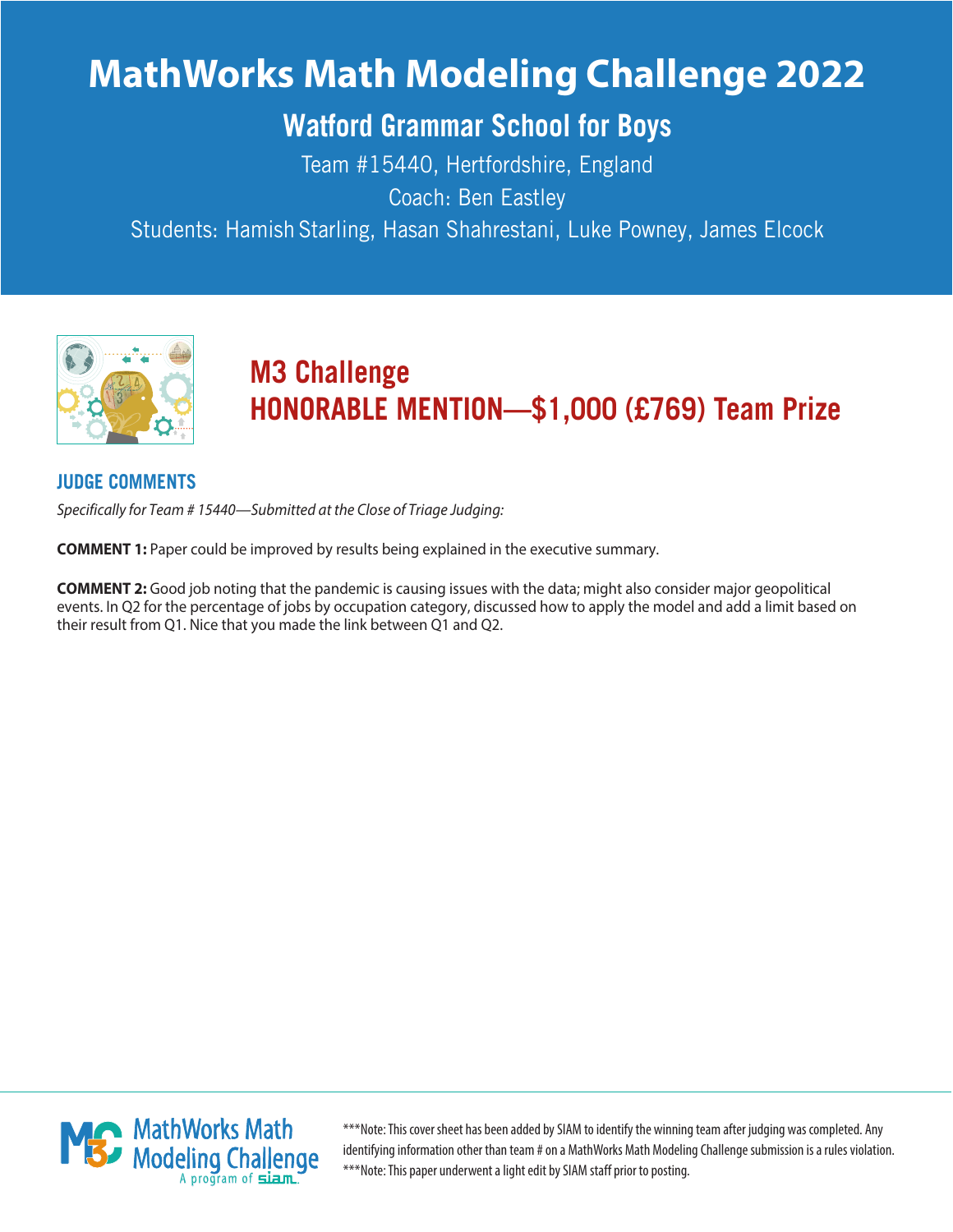# MathWorks Math Modeling Challenge 2022

## Watford Grammar School for Boys

Team #15440, Hertfordshire, England

Coach: Ben Eastley

Students: Hamish Starling, Hasan Shahrestani, Luke Powney, James Elcock

## M3 Challenge
## HONORABLE MENTION—$1,000 (£769) Team Prize

### JUDGE COMMENTS

*Specifically for Team # 15440—Submitted at the Close of Triage Judging:*

**COMMENT 1:** Paper could be improved by results being explained in the executive summary.

**COMMENT 2:** Good job noting that the pandemic is causing issues with the data; might also consider major geopolitical events. In Q2 for the percentage of jobs by occupation category, discussed how to apply the model and add a limit based on their result from Q1. Nice that you made the link between Q1 and Q2.

MathWorks Math Modeling Challenge — A program of siam

***Note: This cover sheet has been added by SIAM to identify the winning team after judging was completed. Any identifying information other than team # on a MathWorks Math Modeling Challenge submission is a rules violation.

***Note: This paper underwent a light edit by SIAM staff prior to posting.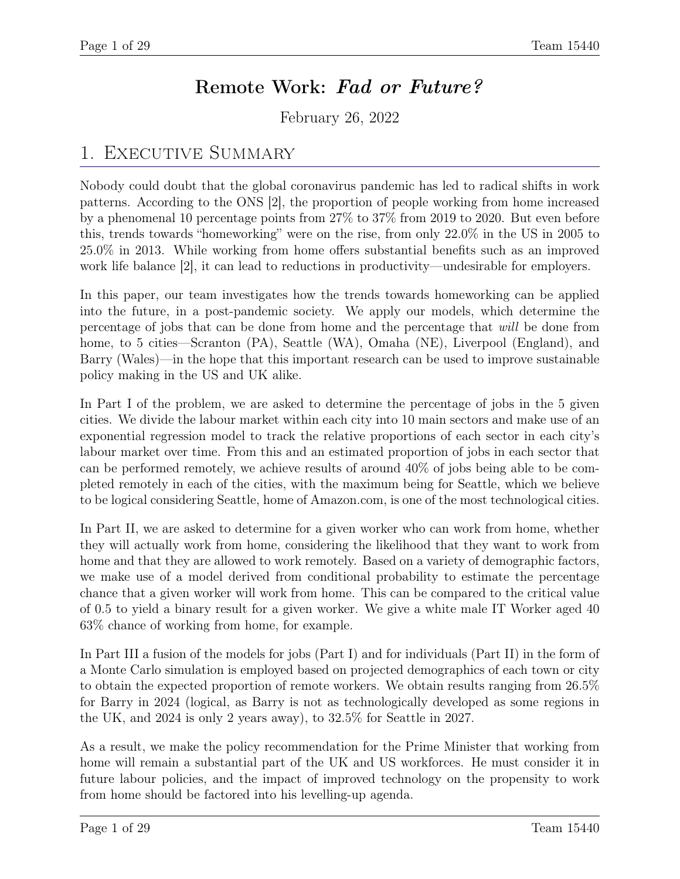# Remote Work: *Fad or Future?*

February 26, 2022

## 1. Executive Summary

Nobody could doubt that the global coronavirus pandemic has led to radical shifts in work patterns. According to the ONS [2], the proportion of people working from home increased by a phenomenal 10 percentage points from 27% to 37% from 2019 to 2020. But even before this, trends towards "homeworking" were on the rise, from only 22.0% in the US in 2005 to 25.0% in 2013. While working from home offers substantial benefits such as an improved work life balance [2], it can lead to reductions in productivity—undesirable for employers.

In this paper, our team investigates how the trends towards homeworking can be applied into the future, in a post-pandemic society. We apply our models, which determine the percentage of jobs that can be done from home and the percentage that *will* be done from home, to 5 cities—Scranton (PA), Seattle (WA), Omaha (NE), Liverpool (England), and Barry (Wales)—in the hope that this important research can be used to improve sustainable policy making in the US and UK alike.

In Part I of the problem, we are asked to determine the percentage of jobs in the 5 given cities. We divide the labour market within each city into 10 main sectors and make use of an exponential regression model to track the relative proportions of each sector in each city's labour market over time. From this and an estimated proportion of jobs in each sector that can be performed remotely, we achieve results of around 40% of jobs being able to be completed remotely in each of the cities, with the maximum being for Seattle, which we believe to be logical considering Seattle, home of Amazon.com, is one of the most technological cities.

In Part II, we are asked to determine for a given worker who can work from home, whether they will actually work from home, considering the likelihood that they want to work from home and that they are allowed to work remotely. Based on a variety of demographic factors, we make use of a model derived from conditional probability to estimate the percentage chance that a given worker will work from home. This can be compared to the critical value of 0.5 to yield a binary result for a given worker. We give a white male IT Worker aged 40 63% chance of working from home, for example.

In Part III a fusion of the models for jobs (Part I) and for individuals (Part II) in the form of a Monte Carlo simulation is employed based on projected demographics of each town or city to obtain the expected proportion of remote workers. We obtain results ranging from 26.5% for Barry in 2024 (logical, as Barry is not as technologically developed as some regions in the UK, and 2024 is only 2 years away), to 32.5% for Seattle in 2027.

As a result, we make the policy recommendation for the Prime Minister that working from home will remain a substantial part of the UK and US workforces. He must consider it in future labour policies, and the impact of improved technology on the propensity to work from home should be factored into his levelling-up agenda.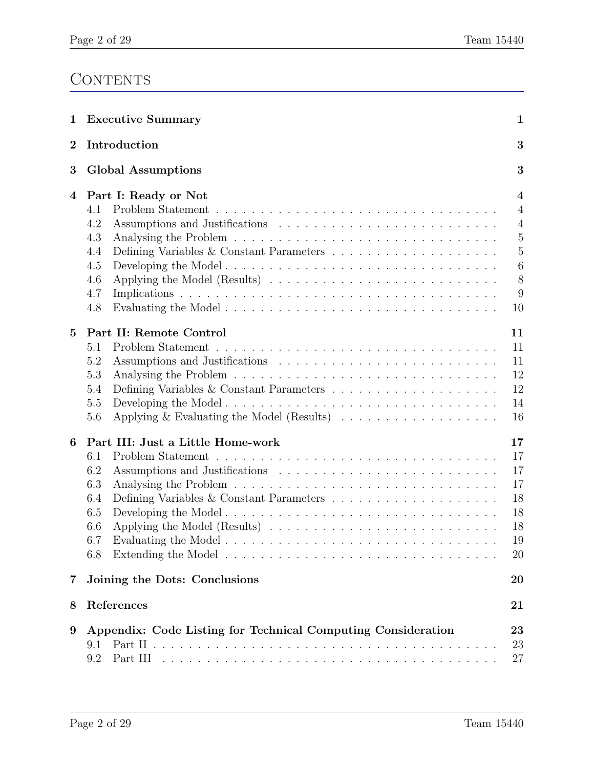# Contents

| | | |
|---|---|---|
| **1** | **Executive Summary** | **1** |
| **2** | **Introduction** | **3** |
| **3** | **Global Assumptions** | **3** |
| **4** | **Part I: Ready or Not** | **4** |
| 4.1 | Problem Statement | 4 |
| 4.2 | Assumptions and Justifications | 4 |
| 4.3 | Analysing the Problem | 5 |
| 4.4 | Defining Variables & Constant Parameters | 5 |
| 4.5 | Developing the Model | 6 |
| 4.6 | Applying the Model (Results) | 8 |
| 4.7 | Implications | 9 |
| 4.8 | Evaluating the Model | 10 |
| **5** | **Part II: Remote Control** | **11** |
| 5.1 | Problem Statement | 11 |
| 5.2 | Assumptions and Justifications | 11 |
| 5.3 | Analysing the Problem | 12 |
| 5.4 | Defining Variables & Constant Parameters | 12 |
| 5.5 | Developing the Model | 14 |
| 5.6 | Applying & Evaluating the Model (Results) | 16 |
| **6** | **Part III: Just a Little Home-work** | **17** |
| 6.1 | Problem Statement | 17 |
| 6.2 | Assumptions and Justifications | 17 |
| 6.3 | Analysing the Problem | 17 |
| 6.4 | Defining Variables & Constant Parameters | 18 |
| 6.5 | Developing the Model | 18 |
| 6.6 | Applying the Model (Results) | 18 |
| 6.7 | Evaluating the Model | 19 |
| 6.8 | Extending the Model | 20 |
| **7** | **Joining the Dots: Conclusions** | **20** |
| **8** | **References** | **21** |
| **9** | **Appendix: Code Listing for Technical Computing Consideration** | **23** |
| 9.1 | Part II | 23 |
| 9.2 | Part III | 27 |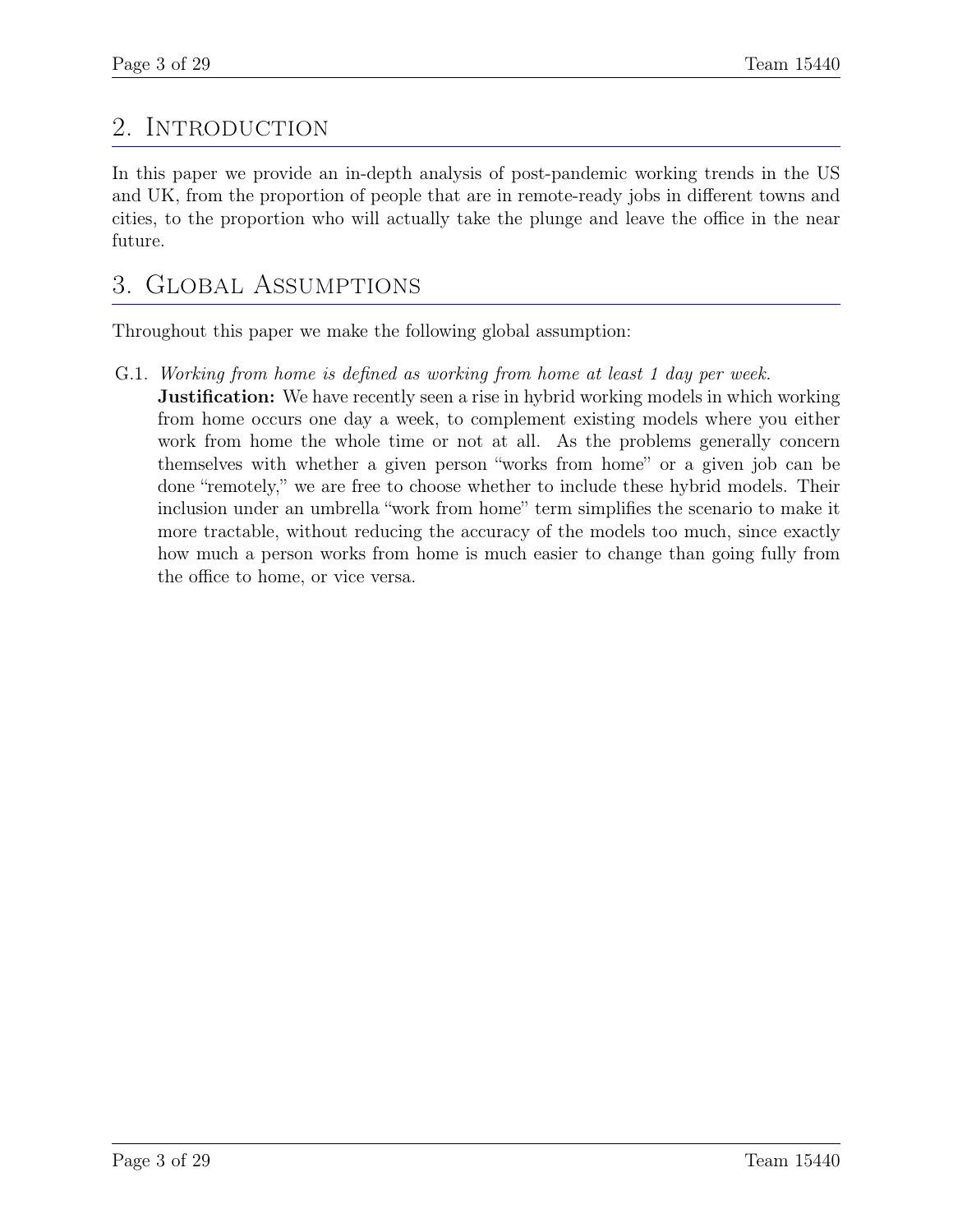## 2. Introduction

In this paper we provide an in-depth analysis of post-pandemic working trends in the US and UK, from the proportion of people that are in remote-ready jobs in different towns and cities, to the proportion who will actually take the plunge and leave the office in the near future.

## 3. Global Assumptions

Throughout this paper we make the following global assumption:

G.1. *Working from home is defined as working from home at least 1 day per week.*
**Justification:** We have recently seen a rise in hybrid working models in which working from home occurs one day a week, to complement existing models where you either work from home the whole time or not at all. As the problems generally concern themselves with whether a given person "works from home" or a given job can be done "remotely," we are free to choose whether to include these hybrid models. Their inclusion under an umbrella "work from home" term simplifies the scenario to make it more tractable, without reducing the accuracy of the models too much, since exactly how much a person works from home is much easier to change than going fully from the office to home, or vice versa.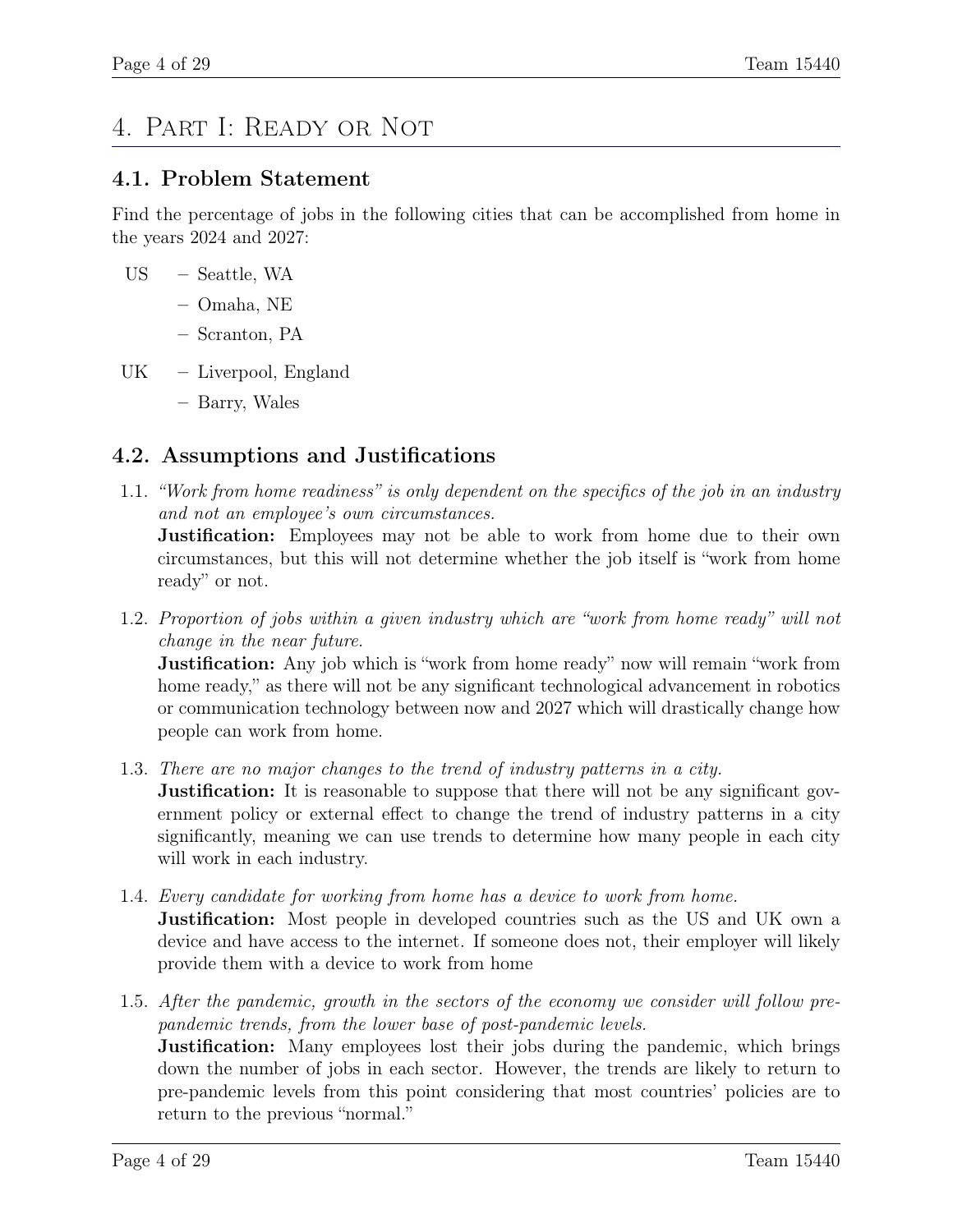# 4. Part I: Ready or Not

## 4.1. Problem Statement

Find the percentage of jobs in the following cities that can be accomplished from home in the years 2024 and 2027:

- US
  - Seattle, WA
  - Omaha, NE
  - Scranton, PA
- UK
  - Liverpool, England
  - Barry, Wales

## 4.2. Assumptions and Justifications

1.1. *"Work from home readiness" is only dependent on the specifics of the job in an industry and not an employee's own circumstances.*
**Justification:** Employees may not be able to work from home due to their own circumstances, but this will not determine whether the job itself is "work from home ready" or not.

1.2. *Proportion of jobs within a given industry which are "work from home ready" will not change in the near future.*
**Justification:** Any job which is "work from home ready" now will remain "work from home ready," as there will not be any significant technological advancement in robotics or communication technology between now and 2027 which will drastically change how people can work from home.

1.3. *There are no major changes to the trend of industry patterns in a city.*
**Justification:** It is reasonable to suppose that there will not be any significant government policy or external effect to change the trend of industry patterns in a city significantly, meaning we can use trends to determine how many people in each city will work in each industry.

1.4. *Every candidate for working from home has a device to work from home.*
**Justification:** Most people in developed countries such as the US and UK own a device and have access to the internet. If someone does not, their employer will likely provide them with a device to work from home

1.5. *After the pandemic, growth in the sectors of the economy we consider will follow pre-pandemic trends, from the lower base of post-pandemic levels.*
**Justification:** Many employees lost their jobs during the pandemic, which brings down the number of jobs in each sector. However, the trends are likely to return to pre-pandemic levels from this point considering that most countries' policies are to return to the previous "normal."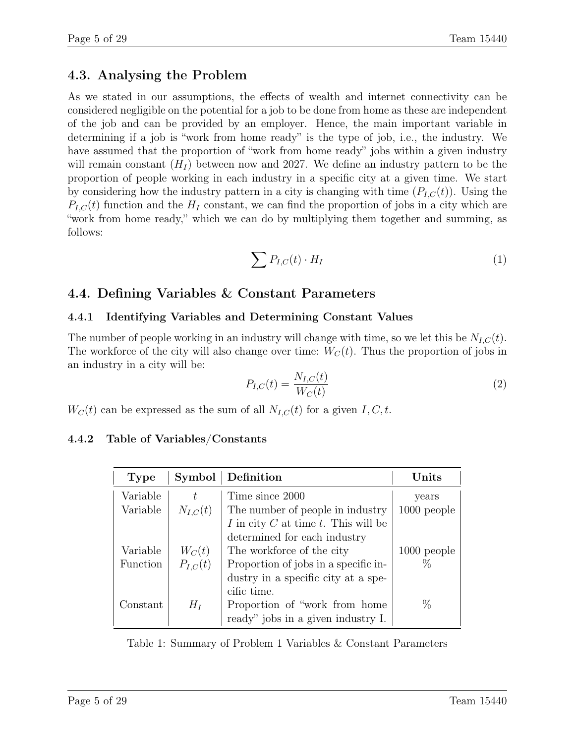## 4.3. Analysing the Problem

As we stated in our assumptions, the effects of wealth and internet connectivity can be considered negligible on the potential for a job to be done from home as these are independent of the job and can be provided by an employer. Hence, the main important variable in determining if a job is "work from home ready" is the type of job, i.e., the industry. We have assumed that the proportion of "work from home ready" jobs within a given industry will remain constant ($H_I$) between now and 2027. We define an industry pattern to be the proportion of people working in each industry in a specific city at a given time. We start by considering how the industry pattern in a city is changing with time ($P_{I,C}(t)$). Using the $P_{I,C}(t)$ function and the $H_I$ constant, we can find the proportion of jobs in a city which are "work from home ready," which we can do by multiplying them together and summing, as follows:

$$\sum P_{I,C}(t) \cdot H_I \tag{1}$$

## 4.4. Defining Variables & Constant Parameters

### 4.4.1 Identifying Variables and Determining Constant Values

The number of people working in an industry will change with time, so we let this be $N_{I,C}(t)$. The workforce of the city will also change over time: $W_C(t)$. Thus the proportion of jobs in an industry in a city will be:

$$P_{I,C}(t) = \frac{N_{I,C}(t)}{W_C(t)} \tag{2}$$

$W_C(t)$ can be expressed as the sum of all $N_{I,C}(t)$ for a given $I, C, t$.

### 4.4.2 Table of Variables/Constants

| Type | Symbol | Definition | Units |
|---|---|---|---|
| Variable | $t$ | Time since 2000 | years |
| Variable | $N_{I,C}(t)$ | The number of people in industry $I$ in city $C$ at time $t$. This will be determined for each industry | 1000 people |
| Variable | $W_C(t)$ | The workforce of the city | 1000 people |
| Function | $P_{I,C}(t)$ | Proportion of jobs in a specific industry in a specific city at a specific time. | % |
| Constant | $H_I$ | Proportion of "work from home ready" jobs in a given industry I. | % |

Table 1: Summary of Problem 1 Variables & Constant Parameters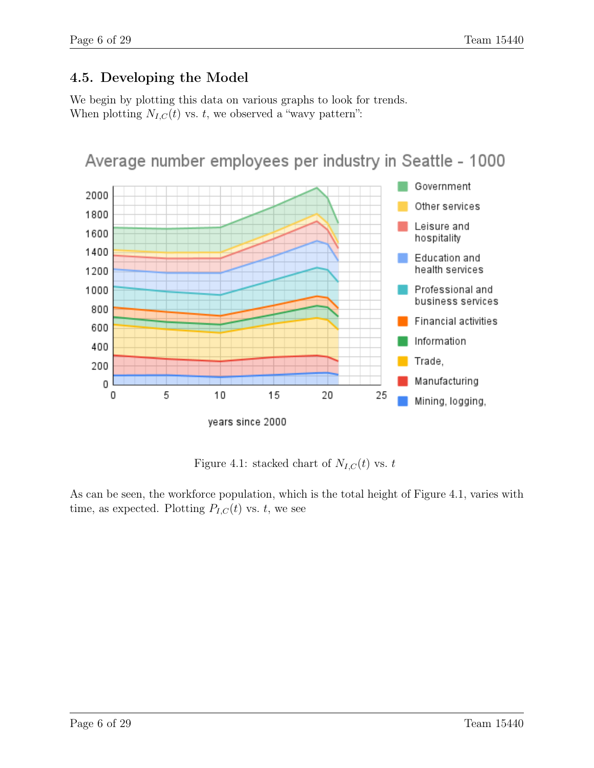## 4.5. Developing the Model

We begin by plotting this data on various graphs to look for trends.
When plotting $N_{I,C}(t)$ vs. $t$, we observed a "wavy pattern":

Figure 4.1: stacked chart of $N_{I,C}(t)$ vs. $t$

As can be seen, the workforce population, which is the total height of Figure 4.1, varies with time, as expected. Plotting $P_{I,C}(t)$ vs. $t$, we see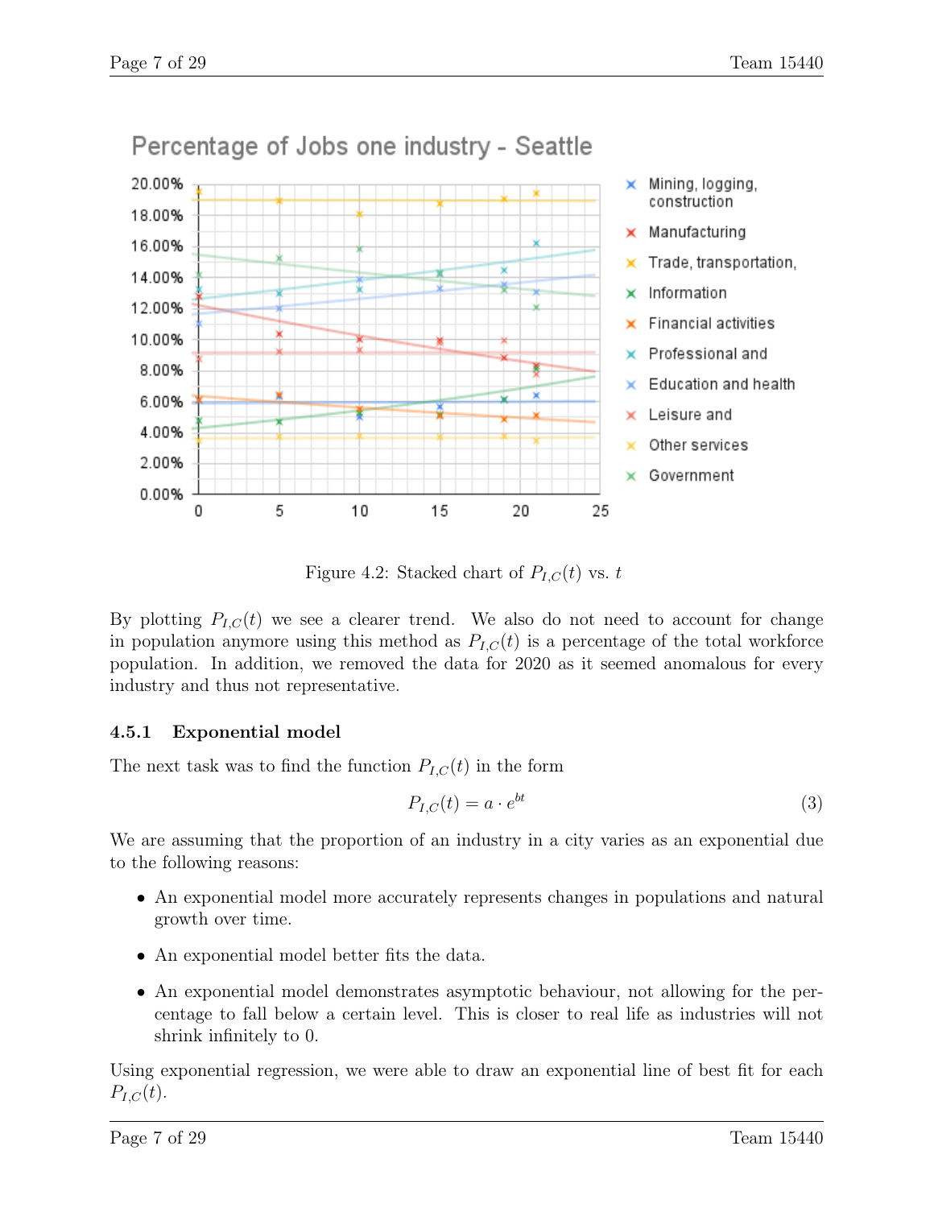Figure 4.2: Stacked chart of $P_{I,C}(t)$ vs. $t$

By plotting $P_{I,C}(t)$ we see a clearer trend. We also do not need to account for change in population anymore using this method as $P_{I,C}(t)$ is a percentage of the total workforce population. In addition, we removed the data for 2020 as it seemed anomalous for every industry and thus not representative.

### 4.5.1 Exponential model

The next task was to find the function $P_{I,C}(t)$ in the form

$$P_{I,C}(t) = a \cdot e^{bt} \tag{3}$$

We are assuming that the proportion of an industry in a city varies as an exponential due to the following reasons:

- An exponential model more accurately represents changes in populations and natural growth over time.
- An exponential model better fits the data.
- An exponential model demonstrates asymptotic behaviour, not allowing for the percentage to fall below a certain level. This is closer to real life as industries will not shrink infinitely to 0.

Using exponential regression, we were able to draw an exponential line of best fit for each $P_{I,C}(t)$.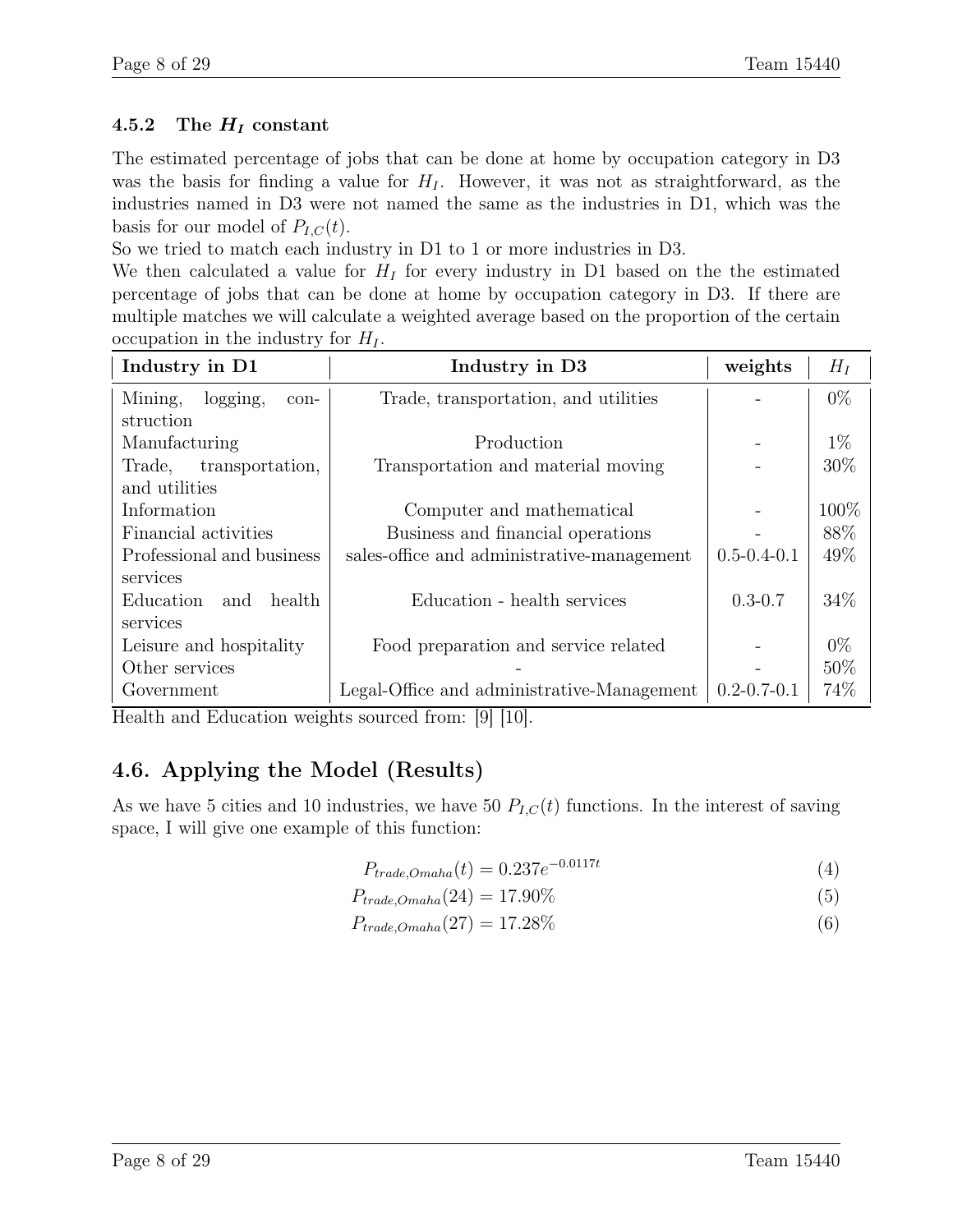#### 4.5.2 The $H_I$ constant

The estimated percentage of jobs that can be done at home by occupation category in D3 was the basis for finding a value for $H_I$. However, it was not as straightforward, as the industries named in D3 were not named the same as the industries in D1, which was the basis for our model of $P_{I,C}(t)$.

So we tried to match each industry in D1 to 1 or more industries in D3.

We then calculated a value for $H_I$ for every industry in D1 based on the the estimated percentage of jobs that can be done at home by occupation category in D3. If there are multiple matches we will calculate a weighted average based on the proportion of the certain occupation in the industry for $H_I$.

| Industry in D1 | Industry in D3 | weights | $H_I$ |
|---|---|---|---|
| Mining, logging, construction | Trade, transportation, and utilities | - | 0% |
| Manufacturing | Production | - | 1% |
| Trade, transportation, and utilities | Transportation and material moving | - | 30% |
| Information | Computer and mathematical | - | 100% |
| Financial activities | Business and financial operations | - | 88% |
| Professional and business services | sales-office and administrative-management | 0.5-0.4-0.1 | 49% |
| Education and health services | Education - health services | 0.3-0.7 | 34% |
| Leisure and hospitality | Food preparation and service related | - | 0% |
| Other services | - | - | 50% |
| Government | Legal-Office and administrative-Management | 0.2-0.7-0.1 | 74% |

Health and Education weights sourced from: [9] [10].

## 4.6. Applying the Model (Results)

As we have 5 cities and 10 industries, we have 50 $P_{I,C}(t)$ functions. In the interest of saving space, I will give one example of this function:

$$P_{trade,Omaha}(t) = 0.237e^{-0.0117t} \tag{4}$$

$$P_{trade,Omaha}(24) = 17.90\% \tag{5}$$

$$P_{trade,Omaha}(27) = 17.28\% \tag{6}$$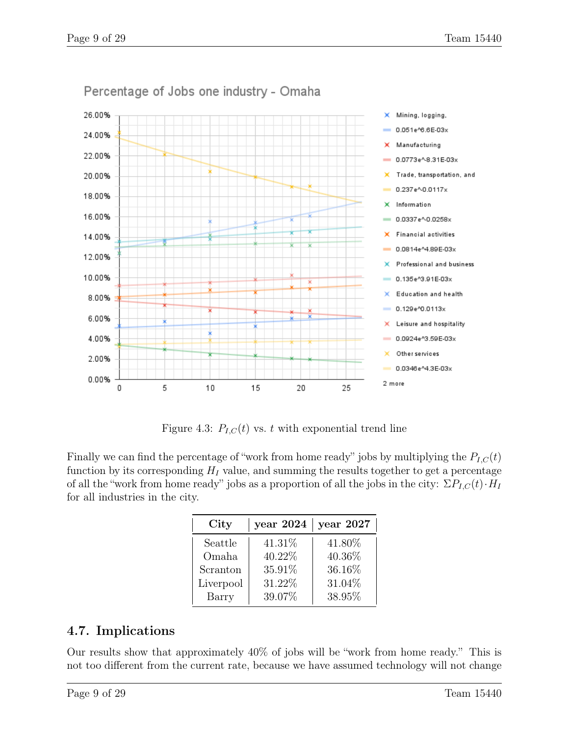Figure 4.3: $P_{I,C}(t)$ vs. $t$ with exponential trend line

Finally we can find the percentage of "work from home ready" jobs by multiplying the $P_{I,C}(t)$ function by its corresponding $H_I$ value, and summing the results together to get a percentage of all the "work from home ready" jobs as a proportion of all the jobs in the city: $\Sigma P_{I,C}(t) \cdot H_I$ for all industries in the city.

| City | year 2024 | year 2027 |
|---|---|---|
| Seattle | 41.31% | 41.80% |
| Omaha | 40.22% | 40.36% |
| Scranton | 35.91% | 36.16% |
| Liverpool | 31.22% | 31.04% |
| Barry | 39.07% | 38.95% |

## 4.7. Implications

Our results show that approximately 40% of jobs will be "work from home ready." This is not too different from the current rate, because we have assumed technology will not change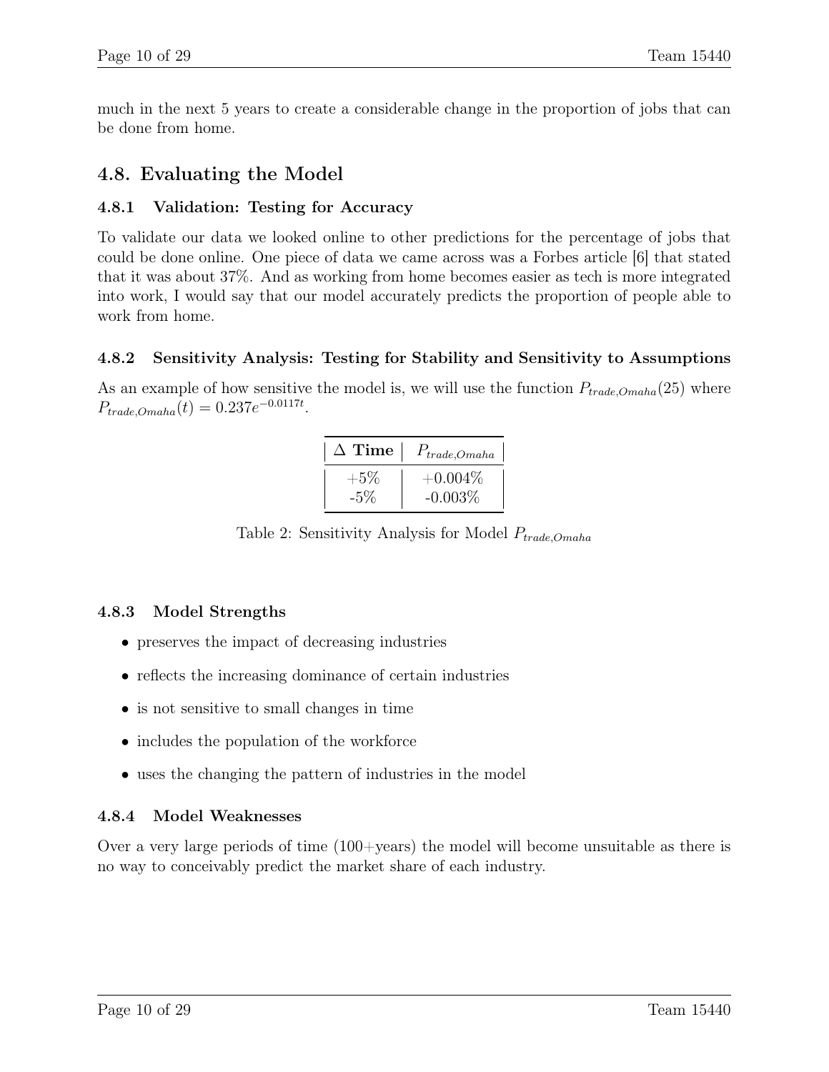much in the next 5 years to create a considerable change in the proportion of jobs that can be done from home.

## 4.8. Evaluating the Model

### 4.8.1 Validation: Testing for Accuracy

To validate our data we looked online to other predictions for the percentage of jobs that could be done online. One piece of data we came across was a Forbes article [6] that stated that it was about 37%. And as working from home becomes easier as tech is more integrated into work, I would say that our model accurately predicts the proportion of people able to work from home.

### 4.8.2 Sensitivity Analysis: Testing for Stability and Sensitivity to Assumptions

As an example of how sensitive the model is, we will use the function $P_{trade,Omaha}(25)$ where $P_{trade,Omaha}(t) = 0.237e^{-0.0117t}$.

| $\Delta$ **Time** | $P_{trade,Omaha}$ |
|---|---|
| +5% | +0.004% |
| -5% | -0.003% |

Table 2: Sensitivity Analysis for Model $P_{trade,Omaha}$

### 4.8.3 Model Strengths

- preserves the impact of decreasing industries
- reflects the increasing dominance of certain industries
- is not sensitive to small changes in time
- includes the population of the workforce
- uses the changing the pattern of industries in the model

### 4.8.4 Model Weaknesses

Over a very large periods of time (100+years) the model will become unsuitable as there is no way to conceivably predict the market share of each industry.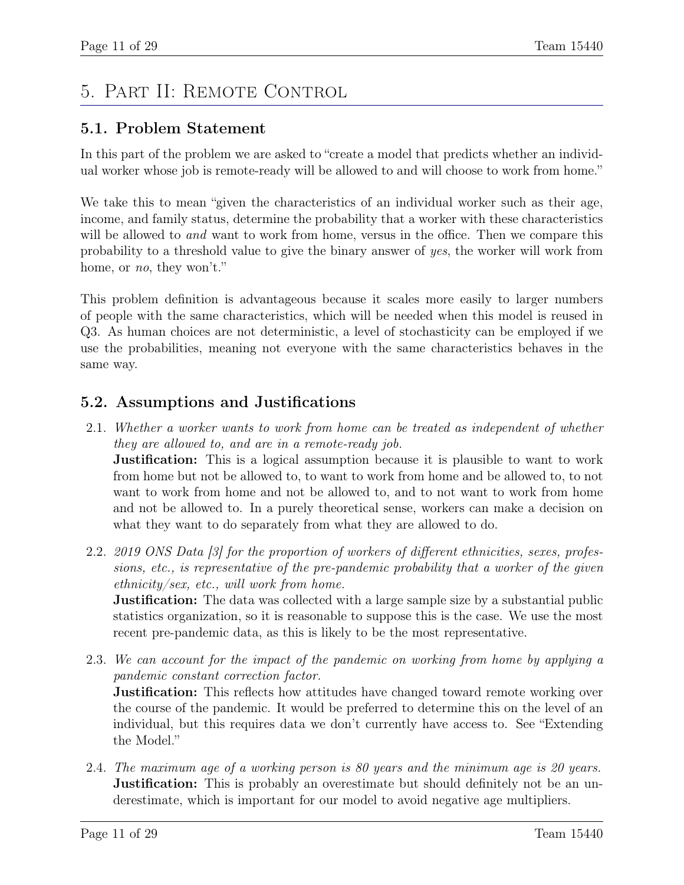# 5. Part II: Remote Control

## 5.1. Problem Statement

In this part of the problem we are asked to "create a model that predicts whether an individual worker whose job is remote-ready will be allowed to and will choose to work from home."

We take this to mean "given the characteristics of an individual worker such as their age, income, and family status, determine the probability that a worker with these characteristics will be allowed to *and* want to work from home, versus in the office. Then we compare this probability to a threshold value to give the binary answer of *yes*, the worker will work from home, or *no*, they won't."

This problem definition is advantageous because it scales more easily to larger numbers of people with the same characteristics, which will be needed when this model is reused in Q3. As human choices are not deterministic, a level of stochasticity can be employed if we use the probabilities, meaning not everyone with the same characteristics behaves in the same way.

## 5.2. Assumptions and Justifications

2.1. *Whether a worker wants to work from home can be treated as independent of whether they are allowed to, and are in a remote-ready job.*
**Justification:** This is a logical assumption because it is plausible to want to work from home but not be allowed to, to want to work from home and be allowed to, to not want to work from home and not be allowed to, and to not want to work from home and not be allowed to. In a purely theoretical sense, workers can make a decision on what they want to do separately from what they are allowed to do.

2.2. *2019 ONS Data [3] for the proportion of workers of different ethnicities, sexes, professions, etc., is representative of the pre-pandemic probability that a worker of the given ethnicity/sex, etc., will work from home.*
**Justification:** The data was collected with a large sample size by a substantial public statistics organization, so it is reasonable to suppose this is the case. We use the most recent pre-pandemic data, as this is likely to be the most representative.

2.3. *We can account for the impact of the pandemic on working from home by applying a pandemic constant correction factor.*
**Justification:** This reflects how attitudes have changed toward remote working over the course of the pandemic. It would be preferred to determine this on the level of an individual, but this requires data we don't currently have access to. See "Extending the Model."

2.4. *The maximum age of a working person is 80 years and the minimum age is 20 years.*
**Justification:** This is probably an overestimate but should definitely not be an underestimate, which is important for our model to avoid negative age multipliers.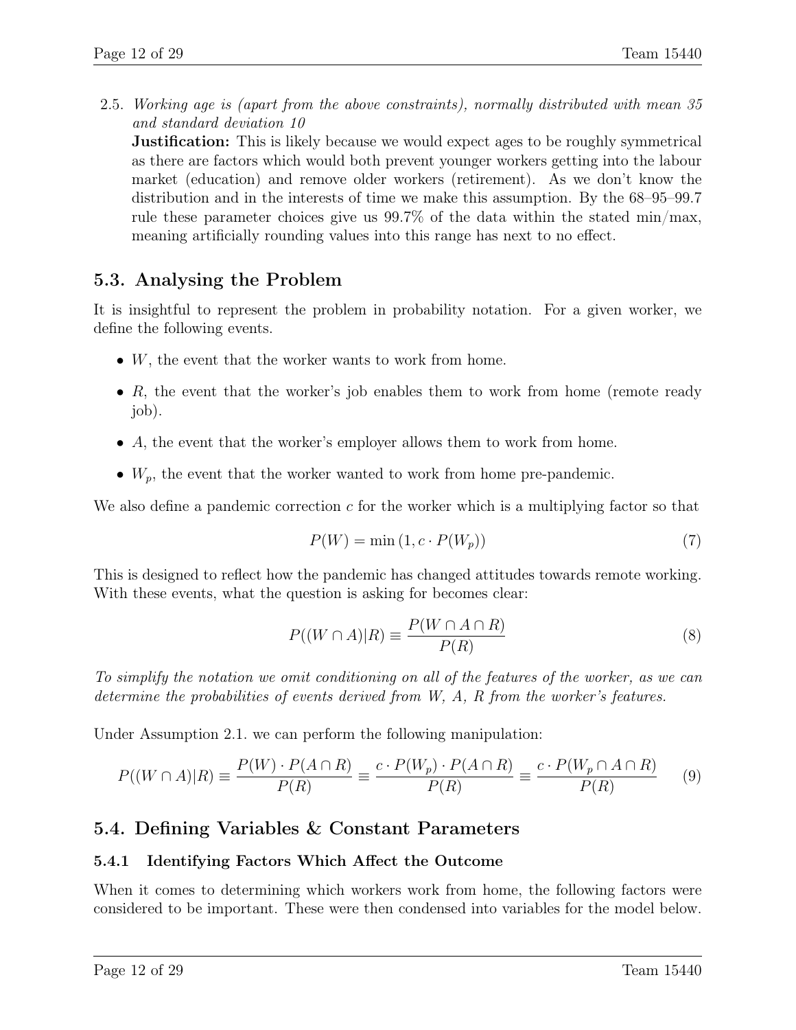2.5. *Working age is (apart from the above constraints), normally distributed with mean 35 and standard deviation 10*

**Justification:** This is likely because we would expect ages to be roughly symmetrical as there are factors which would both prevent younger workers getting into the labour market (education) and remove older workers (retirement). As we don't know the distribution and in the interests of time we make this assumption. By the 68–95–99.7 rule these parameter choices give us 99.7% of the data within the stated min/max, meaning artificially rounding values into this range has next to no effect.

## 5.3. Analysing the Problem

It is insightful to represent the problem in probability notation. For a given worker, we define the following events.

- $W$, the event that the worker wants to work from home.
- $R$, the event that the worker's job enables them to work from home (remote ready job).
- $A$, the event that the worker's employer allows them to work from home.
- $W_p$, the event that the worker wanted to work from home pre-pandemic.

We also define a pandemic correction $c$ for the worker which is a multiplying factor so that

$$P(W) = \min\left(1, c \cdot P(W_p)\right) \tag{7}$$

This is designed to reflect how the pandemic has changed attitudes towards remote working. With these events, what the question is asking for becomes clear:

$$P((W \cap A)|R) \equiv \frac{P(W \cap A \cap R)}{P(R)} \tag{8}$$

*To simplify the notation we omit conditioning on all of the features of the worker, as we can determine the probabilities of events derived from W, A, R from the worker's features.*

Under Assumption 2.1. we can perform the following manipulation:

$$P((W \cap A)|R) \equiv \frac{P(W) \cdot P(A \cap R)}{P(R)} \equiv \frac{c \cdot P(W_p) \cdot P(A \cap R)}{P(R)} \equiv \frac{c \cdot P(W_p \cap A \cap R)}{P(R)} \tag{9}$$

## 5.4. Defining Variables & Constant Parameters

### 5.4.1 Identifying Factors Which Affect the Outcome

When it comes to determining which workers work from home, the following factors were considered to be important. These were then condensed into variables for the model below.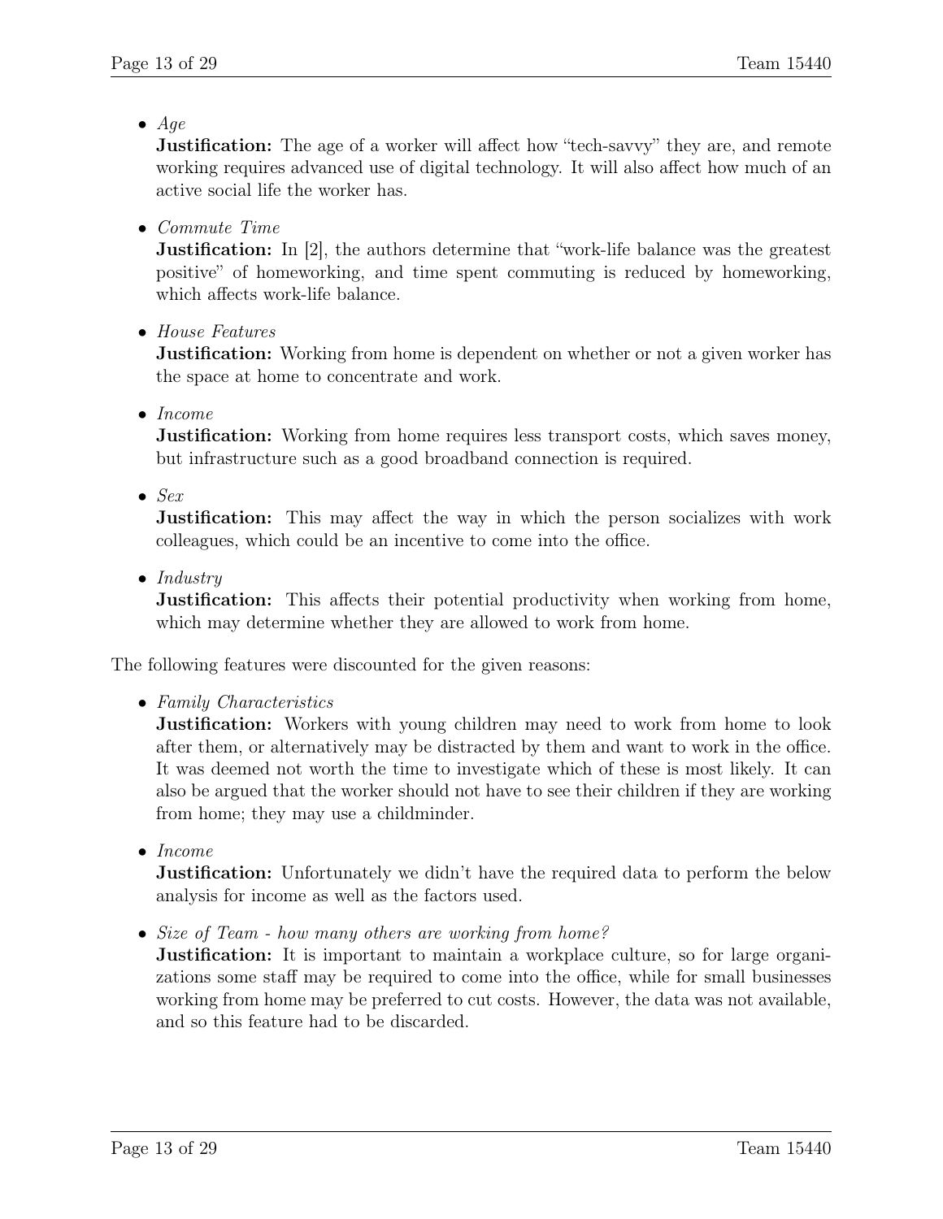- *Age*
  **Justification:** The age of a worker will affect how "tech-savvy" they are, and remote working requires advanced use of digital technology. It will also affect how much of an active social life the worker has.

- *Commute Time*
  **Justification:** In [2], the authors determine that "work-life balance was the greatest positive" of homeworking, and time spent commuting is reduced by homeworking, which affects work-life balance.

- *House Features*
  **Justification:** Working from home is dependent on whether or not a given worker has the space at home to concentrate and work.

- *Income*
  **Justification:** Working from home requires less transport costs, which saves money, but infrastructure such as a good broadband connection is required.

- *Sex*
  **Justification:** This may affect the way in which the person socializes with work colleagues, which could be an incentive to come into the office.

- *Industry*
  **Justification:** This affects their potential productivity when working from home, which may determine whether they are allowed to work from home.

The following features were discounted for the given reasons:

- *Family Characteristics*
  **Justification:** Workers with young children may need to work from home to look after them, or alternatively may be distracted by them and want to work in the office. It was deemed not worth the time to investigate which of these is most likely. It can also be argued that the worker should not have to see their children if they are working from home; they may use a childminder.

- *Income*
  **Justification:** Unfortunately we didn't have the required data to perform the below analysis for income as well as the factors used.

- *Size of Team - how many others are working from home?*
  **Justification:** It is important to maintain a workplace culture, so for large organizations some staff may be required to come into the office, while for small businesses working from home may be preferred to cut costs. However, the data was not available, and so this feature had to be discarded.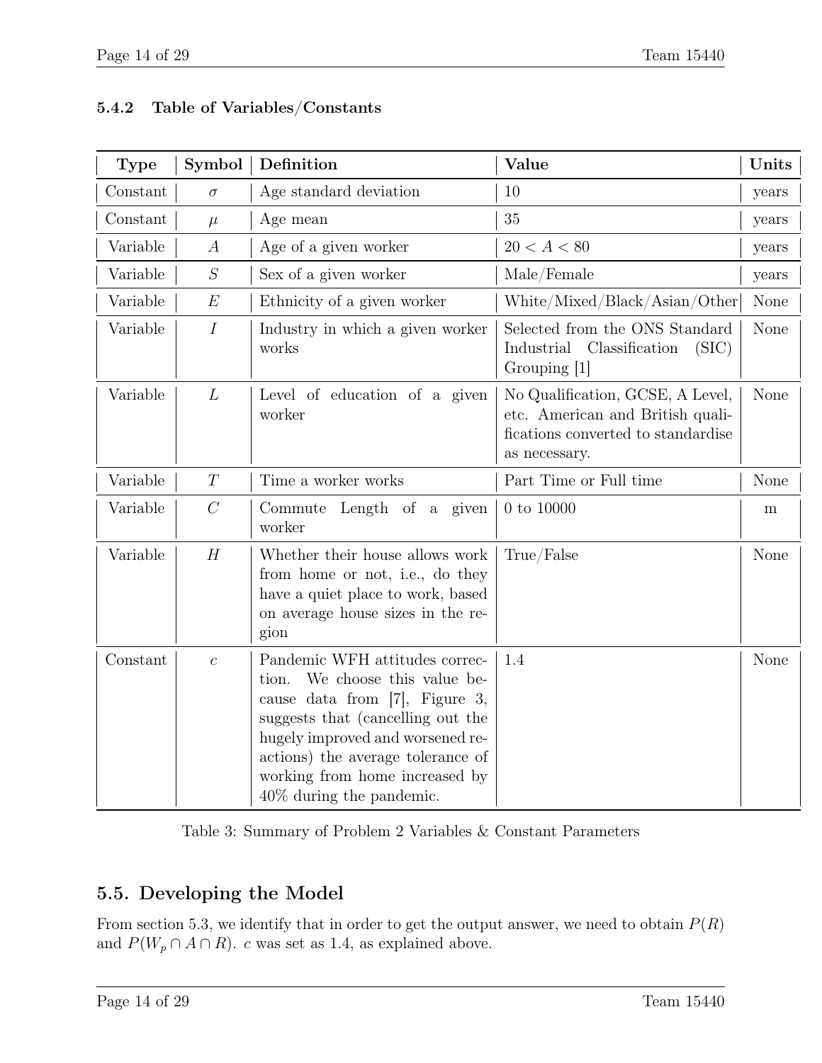### 5.4.2 Table of Variables/Constants

| Type | Symbol | Definition | Value | Units |
|---|---|---|---|---|
| Constant | $\sigma$ | Age standard deviation | 10 | years |
| Constant | $\mu$ | Age mean | 35 | years |
| Variable | $A$ | Age of a given worker | $20 < A < 80$ | years |
| Variable | $S$ | Sex of a given worker | Male/Female | years |
| Variable | $E$ | Ethnicity of a given worker | White/Mixed/Black/Asian/Other | None |
| Variable | $I$ | Industry in which a given worker works | Selected from the ONS Standard Industrial Classification (SIC) Grouping [1] | None |
| Variable | $L$ | Level of education of a given worker | No Qualification, GCSE, A Level, etc. American and British qualifications converted to standardise as necessary. | None |
| Variable | $T$ | Time a worker works | Part Time or Full time | None |
| Variable | $C$ | Commute Length of a given worker | 0 to 10000 | m |
| Variable | $H$ | Whether their house allows work from home or not, i.e., do they have a quiet place to work, based on average house sizes in the region | True/False | None |
| Constant | $c$ | Pandemic WFH attitudes correction. We choose this value because data from [7], Figure 3, suggests that (cancelling out the hugely improved and worsened reactions) the average tolerance of working from home increased by 40% during the pandemic. | 1.4 | None |

Table 3: Summary of Problem 2 Variables & Constant Parameters

## 5.5. Developing the Model

From section 5.3, we identify that in order to get the output answer, we need to obtain $P(R)$ and $P(W_p \cap A \cap R)$. $c$ was set as 1.4, as explained above.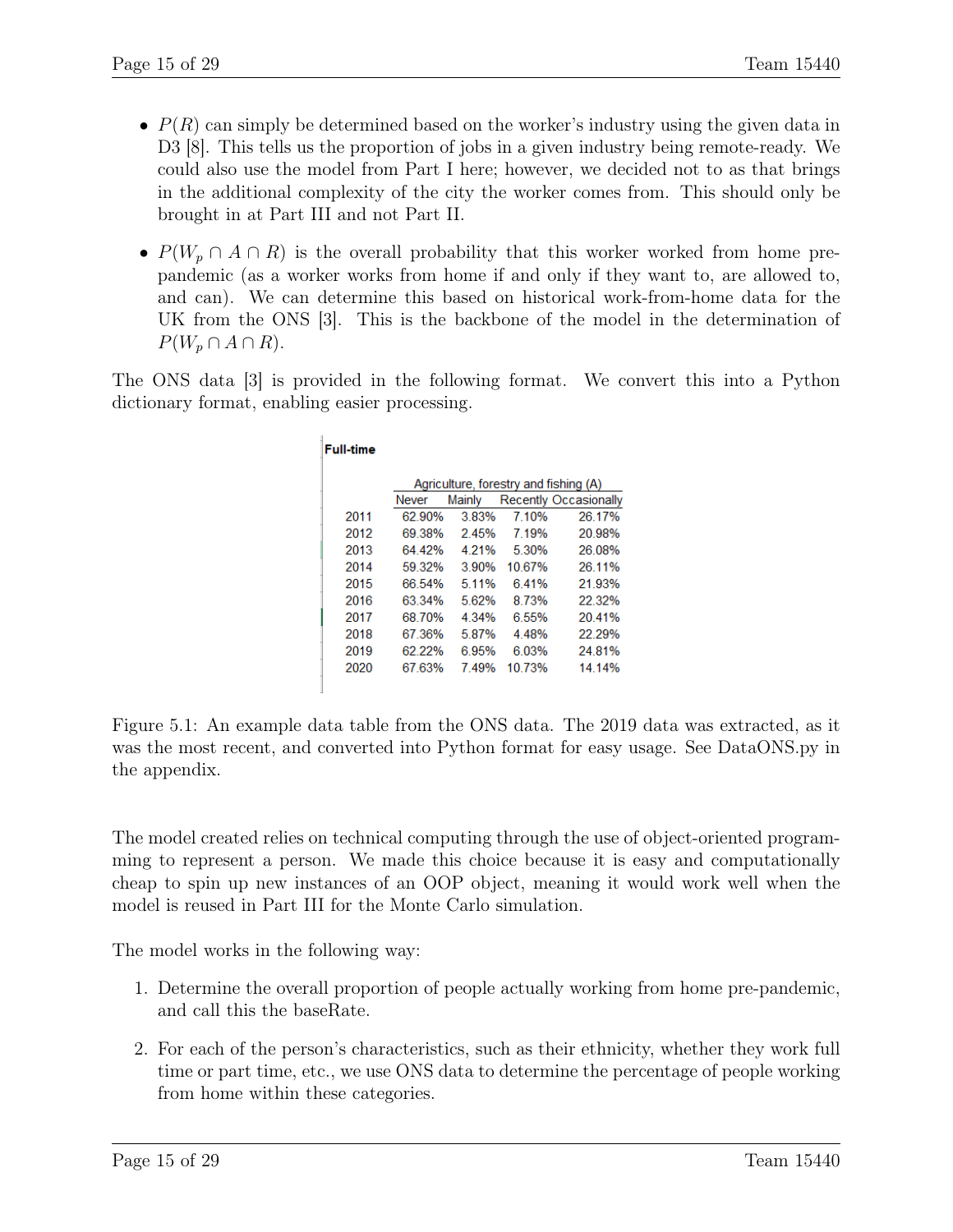- $P(R)$ can simply be determined based on the worker's industry using the given data in D3 [8]. This tells us the proportion of jobs in a given industry being remote-ready. We could also use the model from Part I here; however, we decided not to as that brings in the additional complexity of the city the worker comes from. This should only be brought in at Part III and not Part II.

- $P(W_p \cap A \cap R)$ is the overall probability that this worker worked from home pre-pandemic (as a worker works from home if and only if they want to, are allowed to, and can). We can determine this based on historical work-from-home data for the UK from the ONS [3]. This is the backbone of the model in the determination of $P(W_p \cap A \cap R)$.

The ONS data [3] is provided in the following format. We convert this into a Python dictionary format, enabling easier processing.

**Full-time**

| | Agriculture, forestry and fishing (A) | | | |
|---|---|---|---|---|
| | Never | Mainly | Recently | Occasionally |
| 2011 | 62.90% | 3.83% | 7.10% | 26.17% |
| 2012 | 69.38% | 2.45% | 7.19% | 20.98% |
| 2013 | 64.42% | 4.21% | 5.30% | 26.08% |
| 2014 | 59.32% | 3.90% | 10.67% | 26.11% |
| 2015 | 66.54% | 5.11% | 6.41% | 21.93% |
| 2016 | 63.34% | 5.62% | 8.73% | 22.32% |
| 2017 | 68.70% | 4.34% | 6.55% | 20.41% |
| 2018 | 67.36% | 5.87% | 4.48% | 22.29% |
| 2019 | 62.22% | 6.95% | 6.03% | 24.81% |
| 2020 | 67.63% | 7.49% | 10.73% | 14.14% |

Figure 5.1: An example data table from the ONS data. The 2019 data was extracted, as it was the most recent, and converted into Python format for easy usage. See DataONS.py in the appendix.

The model created relies on technical computing through the use of object-oriented programming to represent a person. We made this choice because it is easy and computationally cheap to spin up new instances of an OOP object, meaning it would work well when the model is reused in Part III for the Monte Carlo simulation.

The model works in the following way:

1. Determine the overall proportion of people actually working from home pre-pandemic, and call this the baseRate.

2. For each of the person's characteristics, such as their ethnicity, whether they work full time or part time, etc., we use ONS data to determine the percentage of people working from home within these categories.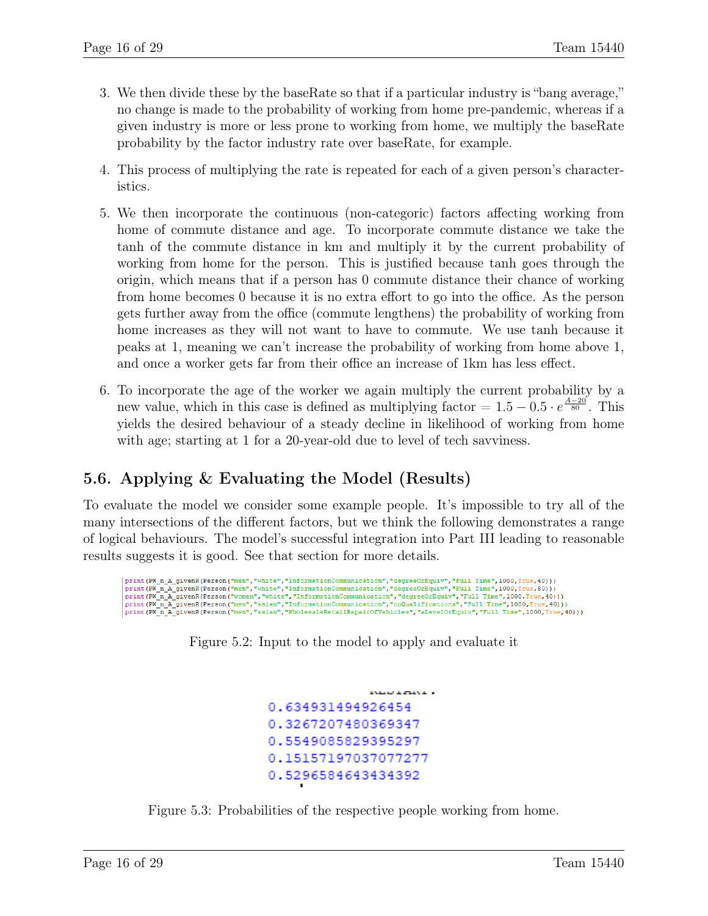3. We then divide these by the baseRate so that if a particular industry is "bang average," no change is made to the probability of working from home pre-pandemic, whereas if a given industry is more or less prone to working from home, we multiply the baseRate probability by the factor industry rate over baseRate, for example.

4. This process of multiplying the rate is repeated for each of a given person's characteristics.

5. We then incorporate the continuous (non-categoric) factors affecting working from home of commute distance and age. To incorporate commute distance we take the tanh of the commute distance in km and multiply it by the current probability of working from home for the person. This is justified because tanh goes through the origin, which means that if a person has 0 commute distance their chance of working from home becomes 0 because it is no extra effort to go into the office. As the person gets further away from the office (commute lengthens) the probability of working from home increases as they will not want to have to commute. We use tanh because it peaks at 1, meaning we can't increase the probability of working from home above 1, and once a worker gets far from their office an increase of 1km has less effect.

6. To incorporate the age of the worker we again multiply the current probability by a new value, which in this case is defined as multiplying factor $= 1.5 - 0.5 \cdot e^{\frac{A-20}{80}}$. This yields the desired behaviour of a steady decline in likelihood of working from home with age; starting at 1 for a 20-year-old due to level of tech savviness.

## 5.6. Applying & Evaluating the Model (Results)

To evaluate the model we consider some example people. It's impossible to try all of the many intersections of the different factors, but we think the following demonstrates a range of logical behaviours. The model's successful integration into Part III leading to reasonable results suggests it is good. See that section for more details.

```
print(PW_n_A_givenR(Person("men","white","InformationCommunication","degreeOrEquiv","Full Time",1000,True,40)))
print(PW_n_A_givenR(Person("men","white","InformationCommunication","degreeOrEquiv","Full Time",1000,True,80)))
print(PW_n_A_givenR(Person("women","white","InformationCommunication","degreeOrEquiv","Full Time",1000,True,40)))
print(PW_n_A_givenR(Person("men","asian","InformationCommunication","noQualifications","Full Time",1000,True,40)))
print(PW_n_A_givenR(Person("men","asian","WholesaleRetailRepairOfVehicles","aLevelOrEquiv","Full Time",1000,True,40)))
```

Figure 5.2: Input to the model to apply and evaluate it

```
0.634931494926454
0.3267207480369347
0.5549085829395297
0.15157197037077277
0.5296584643434392
```

Figure 5.3: Probabilities of the respective people working from home.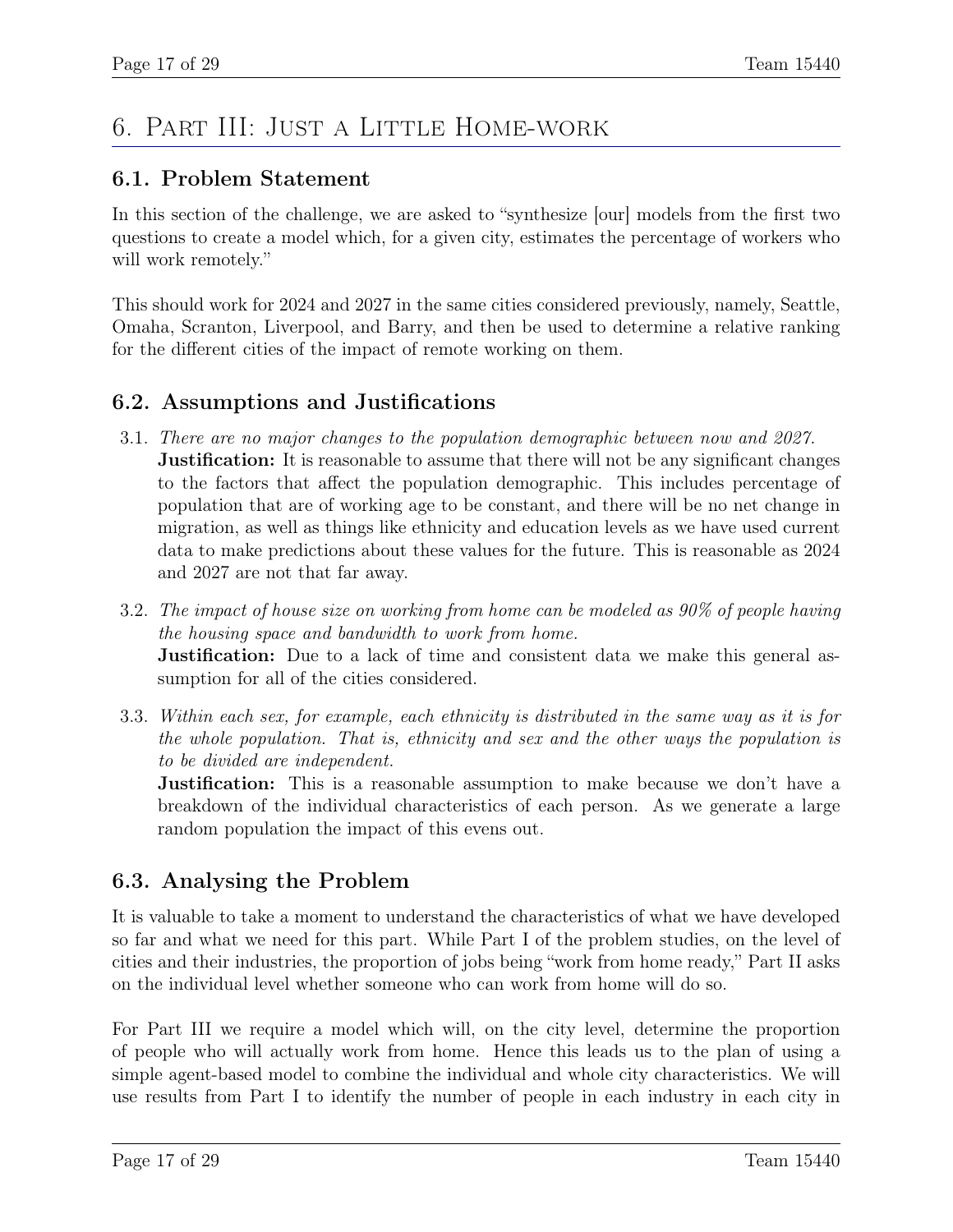# 6. Part III: Just a Little Home-work

## 6.1. Problem Statement

In this section of the challenge, we are asked to "synthesize [our] models from the first two questions to create a model which, for a given city, estimates the percentage of workers who will work remotely."

This should work for 2024 and 2027 in the same cities considered previously, namely, Seattle, Omaha, Scranton, Liverpool, and Barry, and then be used to determine a relative ranking for the different cities of the impact of remote working on them.

## 6.2. Assumptions and Justifications

3.1. *There are no major changes to the population demographic between now and 2027.*
**Justification:** It is reasonable to assume that there will not be any significant changes to the factors that affect the population demographic. This includes percentage of population that are of working age to be constant, and there will be no net change in migration, as well as things like ethnicity and education levels as we have used current data to make predictions about these values for the future. This is reasonable as 2024 and 2027 are not that far away.

3.2. *The impact of house size on working from home can be modeled as 90% of people having the housing space and bandwidth to work from home.*
**Justification:** Due to a lack of time and consistent data we make this general assumption for all of the cities considered.

3.3. *Within each sex, for example, each ethnicity is distributed in the same way as it is for the whole population. That is, ethnicity and sex and the other ways the population is to be divided are independent.*
**Justification:** This is a reasonable assumption to make because we don't have a breakdown of the individual characteristics of each person. As we generate a large random population the impact of this evens out.

## 6.3. Analysing the Problem

It is valuable to take a moment to understand the characteristics of what we have developed so far and what we need for this part. While Part I of the problem studies, on the level of cities and their industries, the proportion of jobs being "work from home ready," Part II asks on the individual level whether someone who can work from home will do so.

For Part III we require a model which will, on the city level, determine the proportion of people who will actually work from home. Hence this leads us to the plan of using a simple agent-based model to combine the individual and whole city characteristics. We will use results from Part I to identify the number of people in each industry in each city in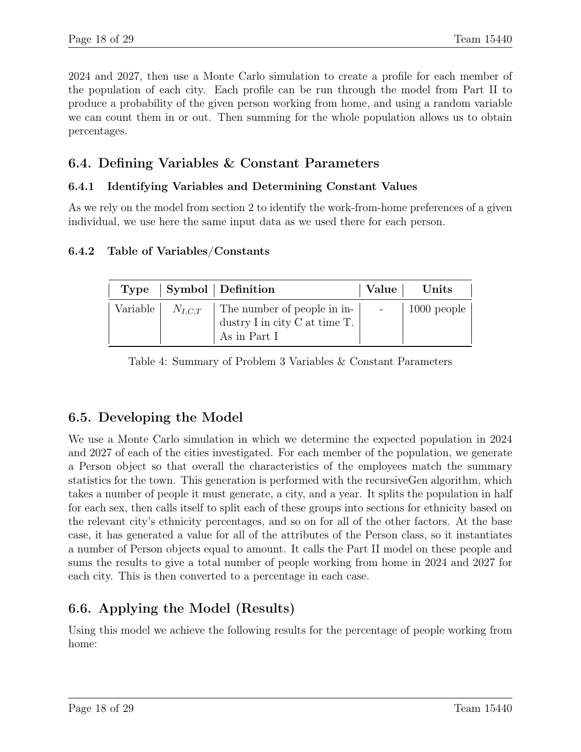2024 and 2027, then use a Monte Carlo simulation to create a profile for each member of the population of each city. Each profile can be run through the model from Part II to produce a probability of the given person working from home, and using a random variable we can count them in or out. Then summing for the whole population allows us to obtain percentages.

## 6.4. Defining Variables & Constant Parameters

### 6.4.1 Identifying Variables and Determining Constant Values

As we rely on the model from section 2 to identify the work-from-home preferences of a given individual, we use here the same input data as we used there for each person.

### 6.4.2 Table of Variables/Constants

| Type | Symbol | Definition | Value | Units |
|---|---|---|---|---|
| Variable | $N_{I,C,T}$ | The number of people in industry I in city C at time T. As in Part I | - | 1000 people |

Table 4: Summary of Problem 3 Variables & Constant Parameters

## 6.5. Developing the Model

We use a Monte Carlo simulation in which we determine the expected population in 2024 and 2027 of each of the cities investigated. For each member of the population, we generate a Person object so that overall the characteristics of the employees match the summary statistics for the town. This generation is performed with the recursiveGen algorithm, which takes a number of people it must generate, a city, and a year. It splits the population in half for each sex, then calls itself to split each of these groups into sections for ethnicity based on the relevant city's ethnicity percentages, and so on for all of the other factors. At the base case, it has generated a value for all of the attributes of the Person class, so it instantiates a number of Person objects equal to amount. It calls the Part II model on these people and sums the results to give a total number of people working from home in 2024 and 2027 for each city. This is then converted to a percentage in each case.

## 6.6. Applying the Model (Results)

Using this model we achieve the following results for the percentage of people working from home: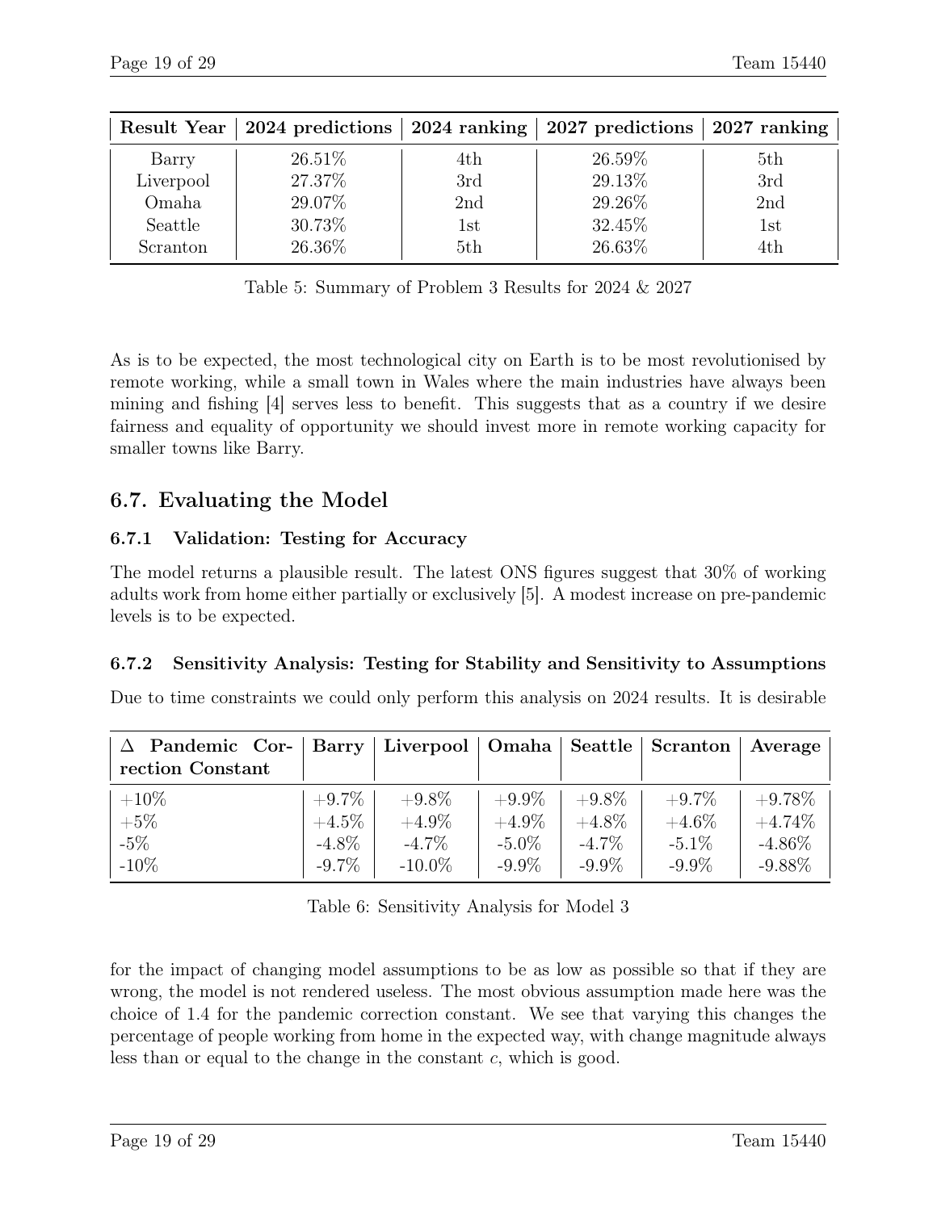| Result Year | 2024 predictions | 2024 ranking | 2027 predictions | 2027 ranking |
|---|---|---|---|---|
| Barry | 26.51% | 4th | 26.59% | 5th |
| Liverpool | 27.37% | 3rd | 29.13% | 3rd |
| Omaha | 29.07% | 2nd | 29.26% | 2nd |
| Seattle | 30.73% | 1st | 32.45% | 1st |
| Scranton | 26.36% | 5th | 26.63% | 4th |

Table 5: Summary of Problem 3 Results for 2024 & 2027

As is to be expected, the most technological city on Earth is to be most revolutionised by remote working, while a small town in Wales where the main industries have always been mining and fishing [4] serves less to benefit. This suggests that as a country if we desire fairness and equality of opportunity we should invest more in remote working capacity for smaller towns like Barry.

## 6.7. Evaluating the Model

### 6.7.1 Validation: Testing for Accuracy

The model returns a plausible result. The latest ONS figures suggest that 30% of working adults work from home either partially or exclusively [5]. A modest increase on pre-pandemic levels is to be expected.

### 6.7.2 Sensitivity Analysis: Testing for Stability and Sensitivity to Assumptions

Due to time constraints we could only perform this analysis on 2024 results. It is desirable

| Δ Pandemic Correction Constant | Barry | Liverpool | Omaha | Seattle | Scranton | Average |
|---|---|---|---|---|---|---|
| +10% | +9.7% | +9.8% | +9.9% | +9.8% | +9.7% | +9.78% |
| +5% | +4.5% | +4.9% | +4.9% | +4.8% | +4.6% | +4.74% |
| -5% | -4.8% | -4.7% | -5.0% | -4.7% | -5.1% | -4.86% |
| -10% | -9.7% | -10.0% | -9.9% | -9.9% | -9.9% | -9.88% |

Table 6: Sensitivity Analysis for Model 3

for the impact of changing model assumptions to be as low as possible so that if they are wrong, the model is not rendered useless. The most obvious assumption made here was the choice of 1.4 for the pandemic correction constant. We see that varying this changes the percentage of people working from home in the expected way, with change magnitude always less than or equal to the change in the constant $c$, which is good.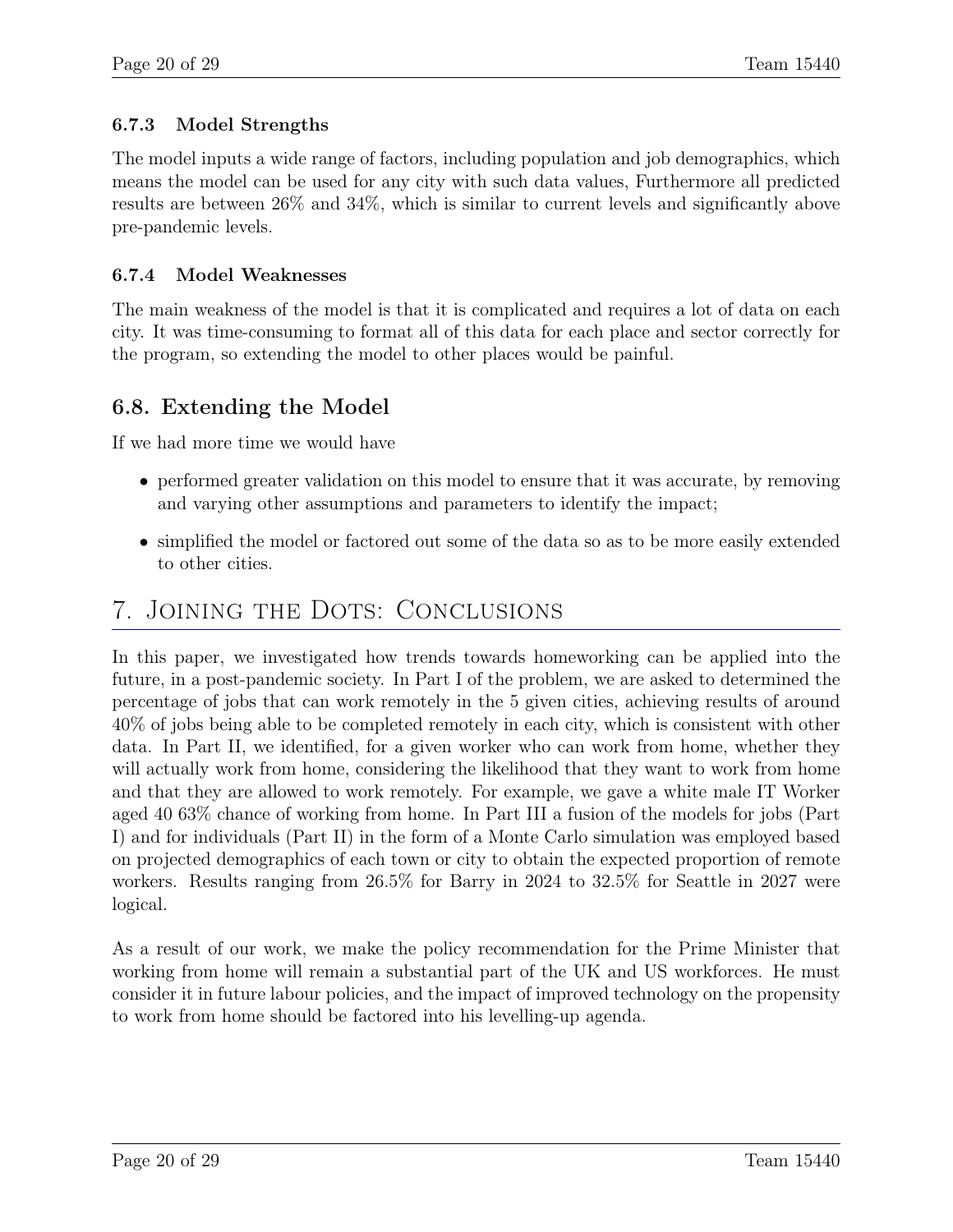#### 6.7.3 Model Strengths

The model inputs a wide range of factors, including population and job demographics, which means the model can be used for any city with such data values, Furthermore all predicted results are between 26% and 34%, which is similar to current levels and significantly above pre-pandemic levels.

#### 6.7.4 Model Weaknesses

The main weakness of the model is that it is complicated and requires a lot of data on each city. It was time-consuming to format all of this data for each place and sector correctly for the program, so extending the model to other places would be painful.

### 6.8. Extending the Model

If we had more time we would have

- performed greater validation on this model to ensure that it was accurate, by removing and varying other assumptions and parameters to identify the impact;
- simplified the model or factored out some of the data so as to be more easily extended to other cities.

## 7. Joining the Dots: Conclusions

In this paper, we investigated how trends towards homeworking can be applied into the future, in a post-pandemic society. In Part I of the problem, we are asked to determined the percentage of jobs that can work remotely in the 5 given cities, achieving results of around 40% of jobs being able to be completed remotely in each city, which is consistent with other data. In Part II, we identified, for a given worker who can work from home, whether they will actually work from home, considering the likelihood that they want to work from home and that they are allowed to work remotely. For example, we gave a white male IT Worker aged 40 63% chance of working from home. In Part III a fusion of the models for jobs (Part I) and for individuals (Part II) in the form of a Monte Carlo simulation was employed based on projected demographics of each town or city to obtain the expected proportion of remote workers. Results ranging from 26.5% for Barry in 2024 to 32.5% for Seattle in 2027 were logical.

As a result of our work, we make the policy recommendation for the Prime Minister that working from home will remain a substantial part of the UK and US workforces. He must consider it in future labour policies, and the impact of improved technology on the propensity to work from home should be factored into his levelling-up agenda.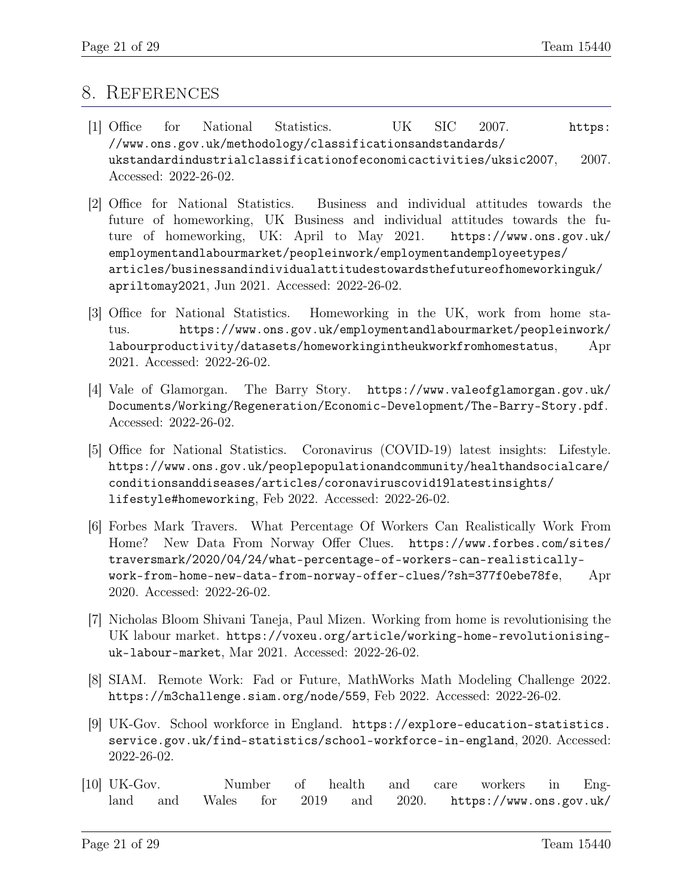## 8. References

[1] Office for National Statistics. UK SIC 2007. https://www.ons.gov.uk/methodology/classificationsandstandards/ukstandardindustrialclassificationofeconomicactivities/uksic2007, 2007. Accessed: 2022-26-02.

[2] Office for National Statistics. Business and individual attitudes towards the future of homeworking, UK Business and individual attitudes towards the future of homeworking, UK: April to May 2021. https://www.ons.gov.uk/employmentandlabourmarket/peopleinwork/employmentandemployeetypes/articles/businessandindividualattitudestowardsthefutureofhomeworkinguk/apriltomay2021, Jun 2021. Accessed: 2022-26-02.

[3] Office for National Statistics. Homeworking in the UK, work from home status. https://www.ons.gov.uk/employmentandlabourmarket/peopleinwork/labourproductivity/datasets/homeworkingintheukworkfromhomestatus, Apr 2021. Accessed: 2022-26-02.

[4] Vale of Glamorgan. The Barry Story. https://www.valeofglamorgan.gov.uk/Documents/Working/Regeneration/Economic-Development/The-Barry-Story.pdf. Accessed: 2022-26-02.

[5] Office for National Statistics. Coronavirus (COVID-19) latest insights: Lifestyle. https://www.ons.gov.uk/peoplepopulationandcommunity/healthandsocialcare/conditionsanddiseases/articles/coronaviruscovid19latestinsights/lifestyle#homeworking, Feb 2022. Accessed: 2022-26-02.

[6] Forbes Mark Travers. What Percentage Of Workers Can Realistically Work From Home? New Data From Norway Offer Clues. https://www.forbes.com/sites/traversmark/2020/04/24/what-percentage-of-workers-can-realistically-work-from-home-new-data-from-norway-offer-clues/?sh=377f0ebe78fe, Apr 2020. Accessed: 2022-26-02.

[7] Nicholas Bloom Shivani Taneja, Paul Mizen. Working from home is revolutionising the UK labour market. https://voxeu.org/article/working-home-revolutionising-uk-labour-market, Mar 2021. Accessed: 2022-26-02.

[8] SIAM. Remote Work: Fad or Future, MathWorks Math Modeling Challenge 2022. https://m3challenge.siam.org/node/559, Feb 2022. Accessed: 2022-26-02.

[9] UK-Gov. School workforce in England. https://explore-education-statistics.service.gov.uk/find-statistics/school-workforce-in-england, 2020. Accessed: 2022-26-02.

[10] UK-Gov. Number of health and care workers in England and Wales for 2019 and 2020. https://www.ons.gov.uk/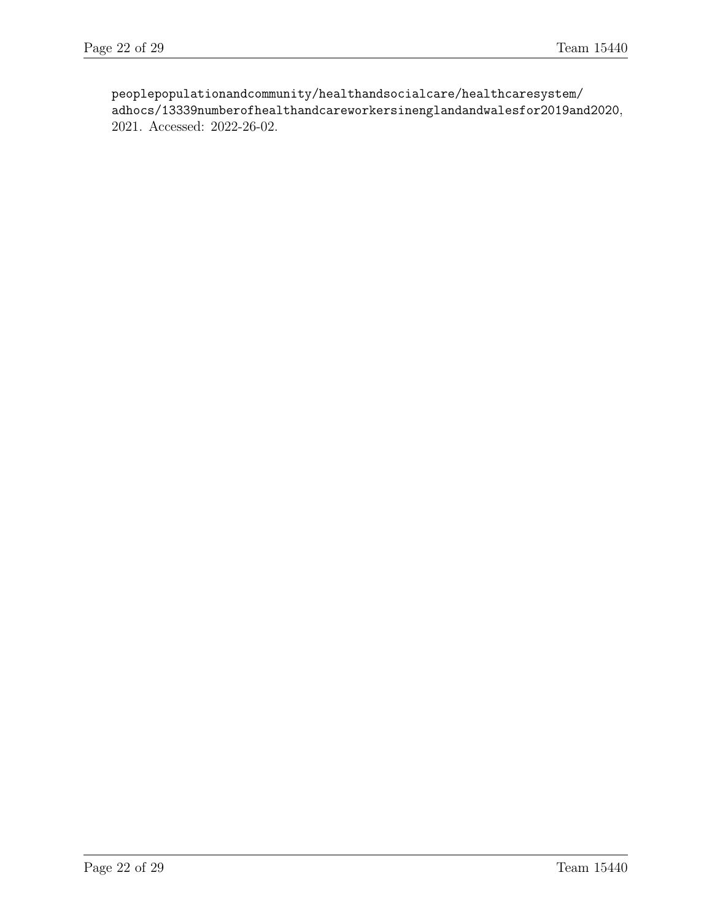peoplepopulationandcommunity/healthandsocialcare/healthcaresystem/adhocs/13339numberofhealthandcareworkersinenglandandwalesfor2019and2020, 2021. Accessed: 2022-26-02.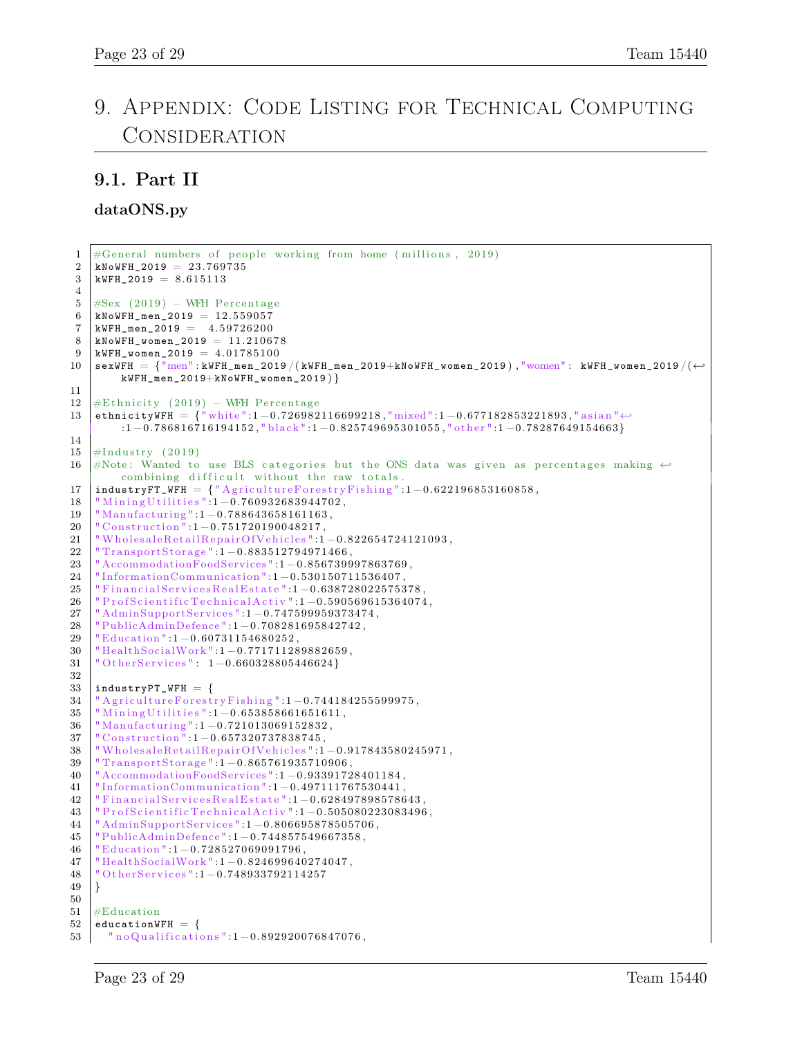# 9. Appendix: Code Listing for Technical Computing Consideration

## 9.1. Part II

**dataONS.py**

```python
#General numbers of people working from home (millions, 2019)
kNoWFH_2019 = 23.769735
kWFH_2019 = 8.615113

#Sex (2019) - WFH Percentage
kNoWFH_men_2019 = 12.559057
kWFH_men_2019 =  4.59726200
kNoWFH_women_2019 = 11.210678
kWFH_women_2019 = 4.01785100
sexWFH = {"men":kWFH_men_2019/(kWFH_men_2019+kNoWFH_women_2019),"women": kWFH_women_2019/(
    kWFH_men_2019+kNoWFH_women_2019)}

#Ethnicity (2019) - WFH Percentage
ethnicityWFH = {"white":1-0.726982116699218,"mixed":1-0.677182853221893,"asian"
    :1-0.786816716194152,"black":1-0.825749695301055,"other":1-0.78287649154663}

#Industry (2019)
#Note: Wanted to use BLS categories but the ONS data was given as percentages making 
    combining difficult without the raw totals.
industryFT_WFH = {"AgricultureForestryFishing":1-0.622196853160858,
"MiningUtilities":1-0.760932683944702,
"Manufacturing":1-0.788643658161163,
"Construction":1-0.751720190048217,
"WholesaleRetailRepairOfVehicles":1-0.822654724121093,
"TransportStorage":1-0.883512794971466,
"AccommodationFoodServices":1-0.856739997863769,
"InformationCommunication":1-0.530150711536407,
"FinancialServicesRealEstate":1-0.638728022575378,
"ProfScientificTechnicalActiv":1-0.590569615364074,
"AdminSupportServices":1-0.747599959373474,
"PublicAdminDefence":1-0.708281695842742,
"Education":1-0.60731154680252,
"HealthSocialWork":1-0.771711289882659,
"OtherServices": 1-0.660328805446624}

industryPT_WFH = {
"AgricultureForestryFishing":1-0.744184255599975,
"MiningUtilities":1-0.653858661651611,
"Manufacturing":1-0.721013069152832,
"Construction":1-0.657320737838745,
"WholesaleRetailRepairOfVehicles":1-0.917843580245971,
"TransportStorage":1-0.865761935710906,
"AccommodationFoodServices":1-0.93391728401184,
"InformationCommunication":1-0.497111767530441,
"FinancialServicesRealEstate":1-0.628497898578643,
"ProfScientificTechnicalActiv":1-0.505080223083496,
"AdminSupportServices":1-0.806695878505706,
"PublicAdminDefence":1-0.744857549667358,
"Education":1-0.728527069091796,
"HealthSocialWork":1-0.824699640274047,
"OtherServices":1-0.748933792114257
}

#Education
educationWFH = {
  "noQualifications":1-0.892920076847076,
```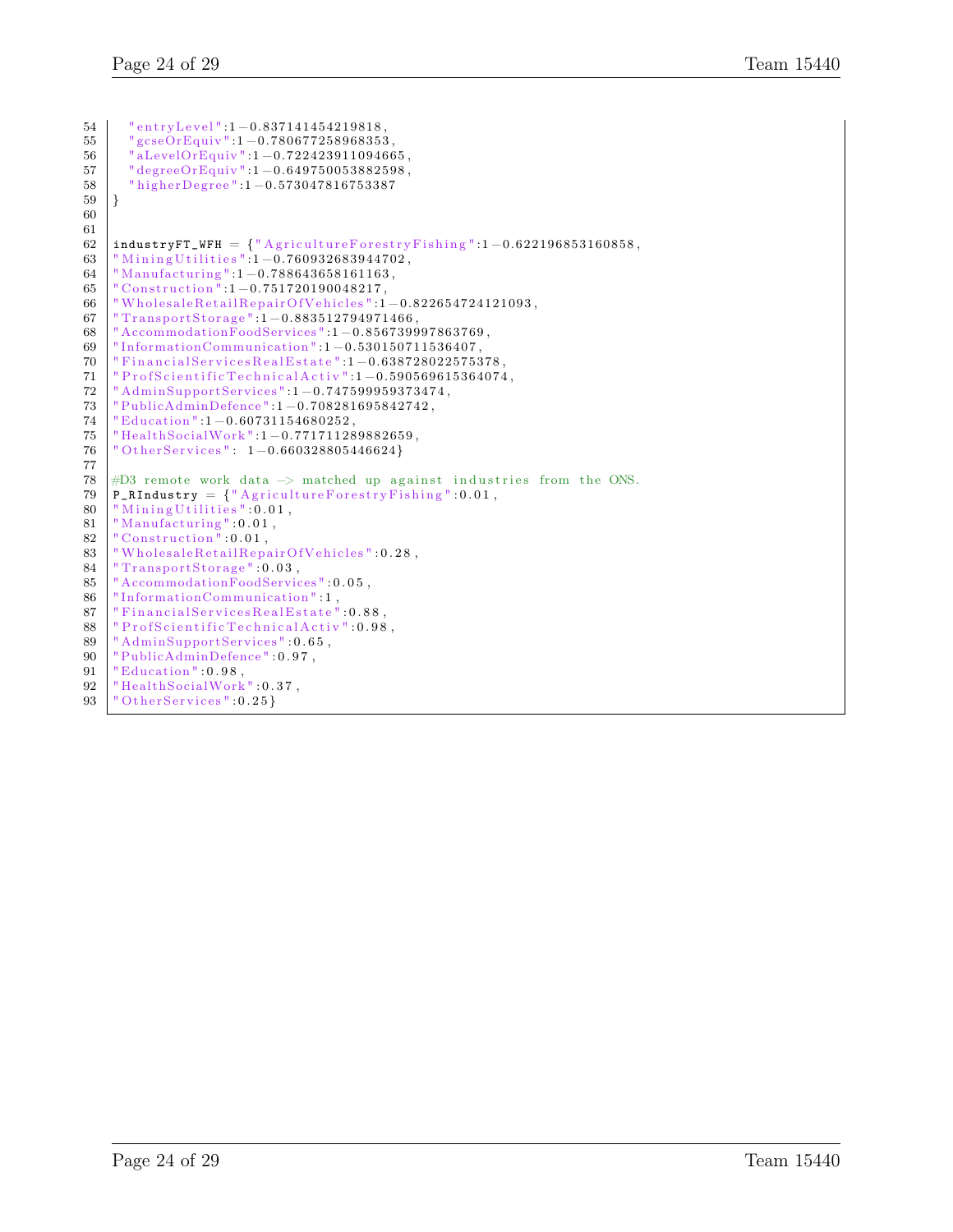```
54   "entryLevel":1-0.837141454219818,
55   "gcseOrEquiv":1-0.780677258968353,
56   "aLevelOrEquiv":1-0.722423911094665,
57   "degreeOrEquiv":1-0.649750053882598,
58   "higherDegree":1-0.573047816753387
59 }
60
61
62 industryFT_WFH = {"AgricultureForestryFishing":1-0.622196853160858,
63 "MiningUtilities":1-0.760932683944702,
64 "Manufacturing":1-0.788643658161163,
65 "Construction":1-0.751720190048217,
66 "WholesaleRetailRepairOfVehicles":1-0.822654724121093,
67 "TransportStorage":1-0.883512794971466,
68 "AccommodationFoodServices":1-0.856739997863769,
69 "InformationCommunication":1-0.530150711536407,
70 "FinancialServicesRealEstate":1-0.638728022575378,
71 "ProfScientificTechnicalActiv":1-0.590569615364074,
72 "AdminSupportServices":1-0.747599959373474,
73 "PublicAdminDefence":1-0.708281695842742,
74 "Education":1-0.60731154680252,
75 "HealthSocialWork":1-0.771711289882659,
76 "OtherServices": 1-0.660328805446624}
77
78 #D3 remote work data -> matched up against industries from the ONS.
79 P_RIndustry = {"AgricultureForestryFishing":0.01,
80 "MiningUtilities":0.01,
81 "Manufacturing":0.01,
82 "Construction":0.01,
83 "WholesaleRetailRepairOfVehicles":0.28,
84 "TransportStorage":0.03,
85 "AccommodationFoodServices":0.05,
86 "InformationCommunication":1,
87 "FinancialServicesRealEstate":0.88,
88 "ProfScientificTechnicalActiv":0.98,
89 "AdminSupportServices":0.65,
90 "PublicAdminDefence":0.97,
91 "Education":0.98,
92 "HealthSocialWork":0.37,
93 "OtherServices":0.25}
```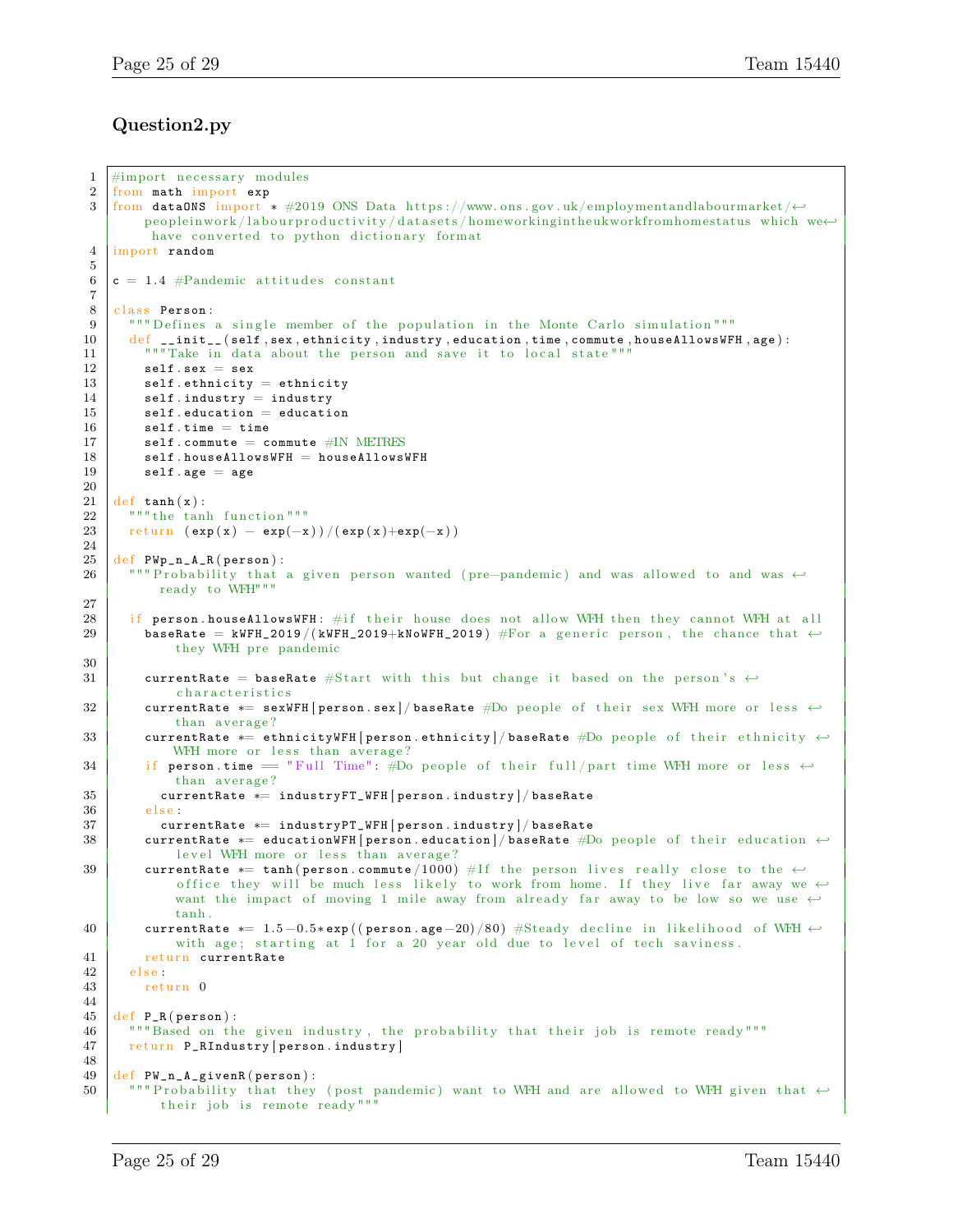### Question2.py

```python
#import necessary modules
from math import exp
from dataONS import * #2019 ONS Data https://www.ons.gov.uk/employmentandlabourmarket/peopleinwork/labourproductivity/datasets/homeworkingintheukworkfromhomestatus which we have converted to python dictionary format
import random

c = 1.4 #Pandemic attitudes constant

class Person:
  """Defines a single member of the population in the Monte Carlo simulation"""
  def __init__(self,sex,ethnicity,industry,education,time,commute,houseAllowsWFH,age):
    """Take in data about the person and save it to local state"""
    self.sex = sex
    self.ethnicity = ethnicity
    self.industry = industry
    self.education = education
    self.time = time
    self.commute = commute #IN METRES
    self.houseAllowsWFH = houseAllowsWFH
    self.age = age

def tanh(x):
  """the tanh function"""
  return (exp(x) - exp(-x))/(exp(x)+exp(-x))

def PWp_n_A_R(person):
  """Probability that a given person wanted (pre-pandemic) and was allowed to and was ready to WFH"""

  if person.houseAllowsWFH: #if their house does not allow WFH then they cannot WFH at all
    baseRate = kWFH_2019/(kWFH_2019+kNoWFH_2019) #For a generic person, the chance that they WFH pre pandemic

    currentRate = baseRate #Start with this but change it based on the person's characteristics
    currentRate *= sexWFH[person.sex]/baseRate #Do people of their sex WFH more or less than average?
    currentRate *= ethnicityWFH[person.ethnicity]/baseRate #Do people of their ethnicity WFH more or less than average?
    if person.time == "Full Time": #Do people of their full/part time WFH more or less than average?
      currentRate *= industryFT_WFH[person.industry]/baseRate
    else:
      currentRate *= industryPT_WFH[person.industry]/baseRate
    currentRate *= educationWFH[person.education]/baseRate #Do people of their education level WFH more or less than average?
    currentRate *= tanh(person.commute/1000) #If the person lives really close to the office they will be much less likely to work from home. If they live far away we want the impact of moving 1 mile away from already far away to be low so we use tanh.
    currentRate *= 1.5-0.5*exp((person.age-20)/80) #Steady decline in likelihood of WFH with age; starting at 1 for a 20 year old due to level of tech saviness.
    return currentRate
  else:
    return 0

def P_R(person):
  """Based on the given industry, the probability that their job is remote ready"""
  return P_RIndustry[person.industry]

def PW_n_A_givenR(person):
  """Probability that they (post pandemic) want to WFH and are allowed to WFH given that their job is remote ready"""
```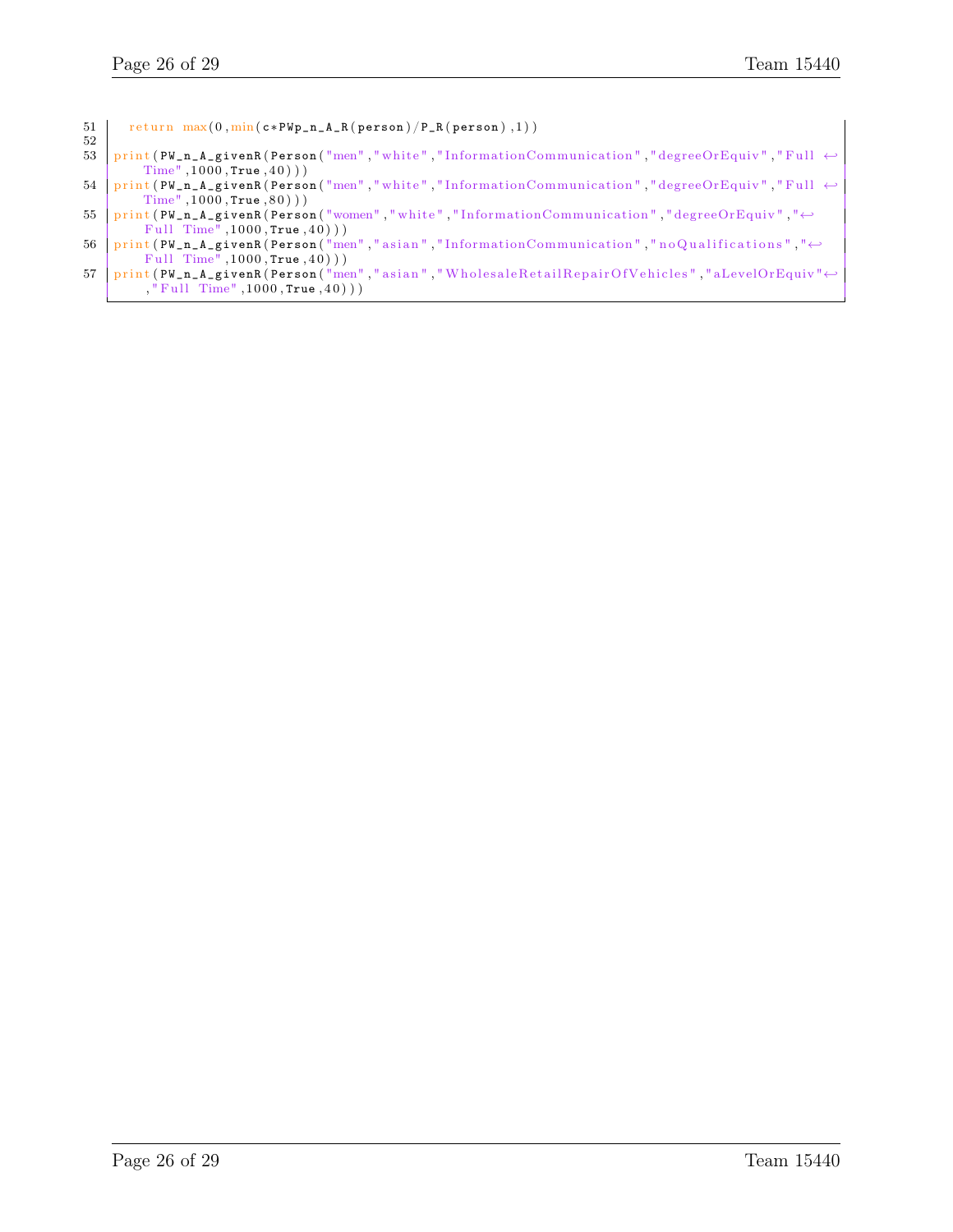```
51    return max(0,min(c*PWp_n_A_R(person)/P_R(person),1))
52
53  print(PW_n_A_givenR(Person("men","white","InformationCommunication","degreeOrEquiv","Full Time",1000,True,40)))
54  print(PW_n_A_givenR(Person("men","white","InformationCommunication","degreeOrEquiv","Full Time",1000,True,80)))
55  print(PW_n_A_givenR(Person("women","white","InformationCommunication","degreeOrEquiv","Full Time",1000,True,40)))
56  print(PW_n_A_givenR(Person("men","asian","InformationCommunication","noQualifications","Full Time",1000,True,40)))
57  print(PW_n_A_givenR(Person("men","asian","WholesaleRetailRepairOfVehicles","aLevelOrEquiv","Full Time",1000,True,40)))
```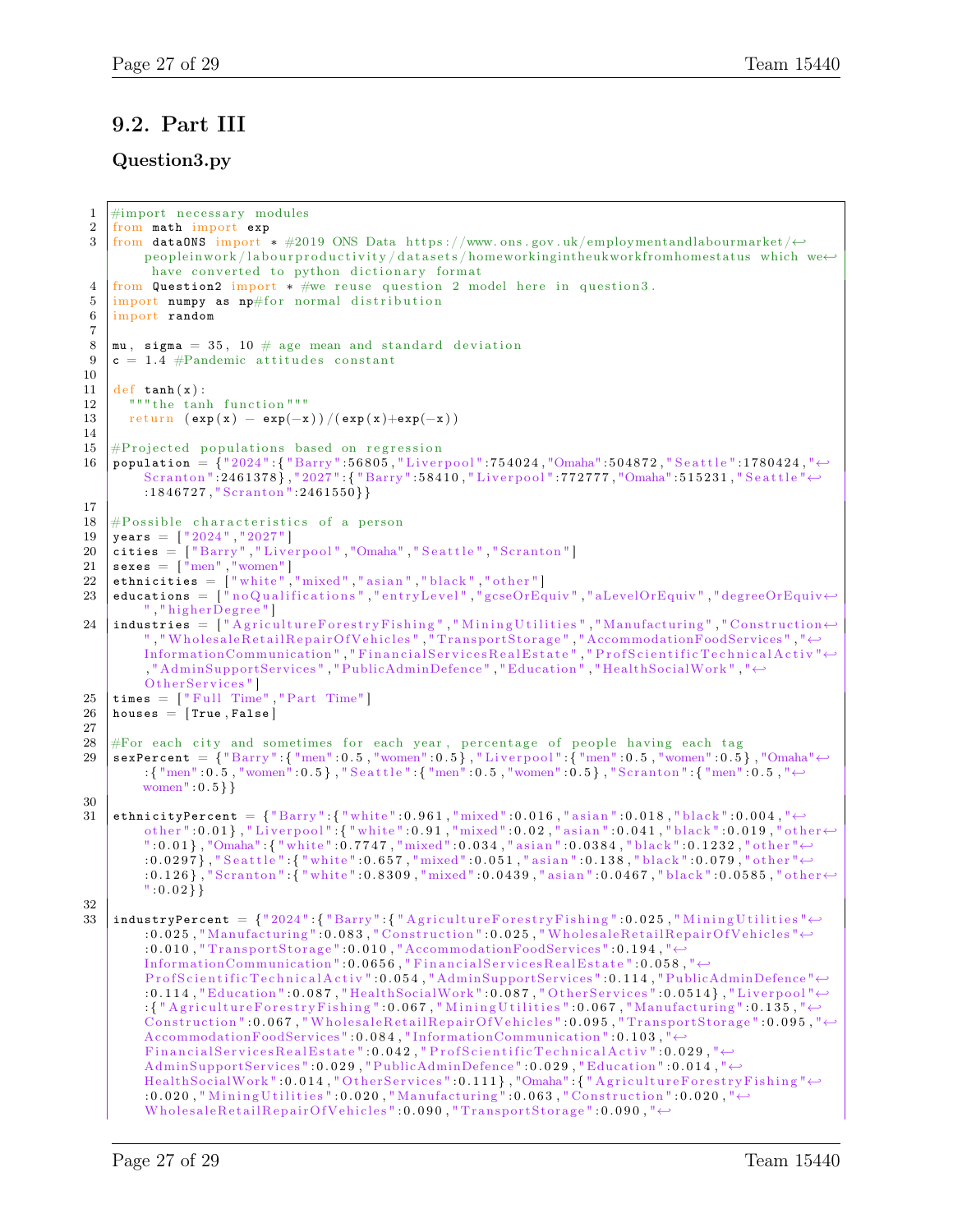## 9.2. Part III

### Question3.py

```
#import necessary modules
from math import exp
from dataONS import * #2019 ONS Data https://www.ons.gov.uk/employmentandlabourmarket/peopleinwork/labourproductivity/datasets/homeworkingintheukworkfromhomestatus which we have converted to python dictionary format
from Question2 import * #we reuse question 2 model here in question3.
import numpy as np#for normal distribution
import random

mu, sigma = 35, 10 # age mean and standard deviation
c = 1.4 #Pandemic attitudes constant

def tanh(x):
  """the tanh function"""
  return (exp(x) - exp(-x))/(exp(x)+exp(-x))

#Projected populations based on regression
population = {"2024":{"Barry":56805,"Liverpool":754024,"Omaha":504872,"Seattle":1780424,"Scranton":2461378},"2027":{"Barry":58410,"Liverpool":772777,"Omaha":515231,"Seattle":1846727,"Scranton":2461550}}

#Possible characteristics of a person
years = ["2024","2027"]
cities = ["Barry","Liverpool","Omaha","Seattle","Scranton"]
sexes = ["men","women"]
ethnicities = ["white","mixed","asian","black","other"]
educations = ["noQualifications","entryLevel","gcseOrEquiv","aLevelOrEquiv","degreeOrEquiv","higherDegree"]
industries = ["AgricultureForestryFishing","MiningUtilities","Manufacturing","Construction","WholesaleRetailRepairOfVehicles","TransportStorage","AccommodationFoodServices","InformationCommunication","FinancialServicesRealEstate","ProfScientificTechnicalActiv","AdminSupportServices","PublicAdminDefence","Education","HealthSocialWork","OtherServices"]
times = ["Full Time","Part Time"]
houses = [True,False]

#For each city and sometimes for each year, percentage of people having each tag
sexPercent = {"Barry":{"men":0.5,"women":0.5},"Liverpool":{"men":0.5,"women":0.5},"Omaha":{"men":0.5,"women":0.5},"Seattle":{"men":0.5,"women":0.5},"Scranton":{"men":0.5,"women":0.5}}

ethnicityPercent = {"Barry":{"white":0.961,"mixed":0.016,"asian":0.018,"black":0.004,"other":0.01},"Liverpool":{"white":0.91,"mixed":0.02,"asian":0.041,"black":0.019,"other":0.01},"Omaha":{"white":0.7747,"mixed":0.034,"asian":0.0384,"black":0.1232,"other":0.0297},"Seattle":{"white":0.657,"mixed":0.051,"asian":0.138,"black":0.079,"other":0.126},"Scranton":{"white":0.8309,"mixed":0.0439,"asian":0.0467,"black":0.0585,"other":0.02}}

industryPercent = {"2024":{"Barry":{"AgricultureForestryFishing":0.025,"MiningUtilities":0.025,"Manufacturing":0.083,"Construction":0.025,"WholesaleRetailRepairOfVehicles":0.010,"TransportStorage":0.010,"AccommodationFoodServices":0.194,"InformationCommunication":0.0656,"FinancialServicesRealEstate":0.058,"ProfScientificTechnicalActiv":0.054,"AdminSupportServices":0.114,"PublicAdminDefence":0.114,"Education":0.087,"HealthSocialWork":0.087,"OtherServices":0.0514},"Liverpool":{"AgricultureForestryFishing":0.067,"MiningUtilities":0.067,"Manufacturing":0.135,"Construction":0.067,"WholesaleRetailRepairOfVehicles":0.095,"TransportStorage":0.095,"AccommodationFoodServices":0.084,"InformationCommunication":0.103,"FinancialServicesRealEstate":0.042,"ProfScientificTechnicalActiv":0.029,"AdminSupportServices":0.029,"PublicAdminDefence":0.029,"Education":0.014,"HealthSocialWork":0.014,"OtherServices":0.111},"Omaha":{"AgricultureForestryFishing":0.020,"MiningUtilities":0.020,"Manufacturing":0.063,"Construction":0.020,"WholesaleRetailRepairOfVehicles":0.090,"TransportStorage":0.090,"
```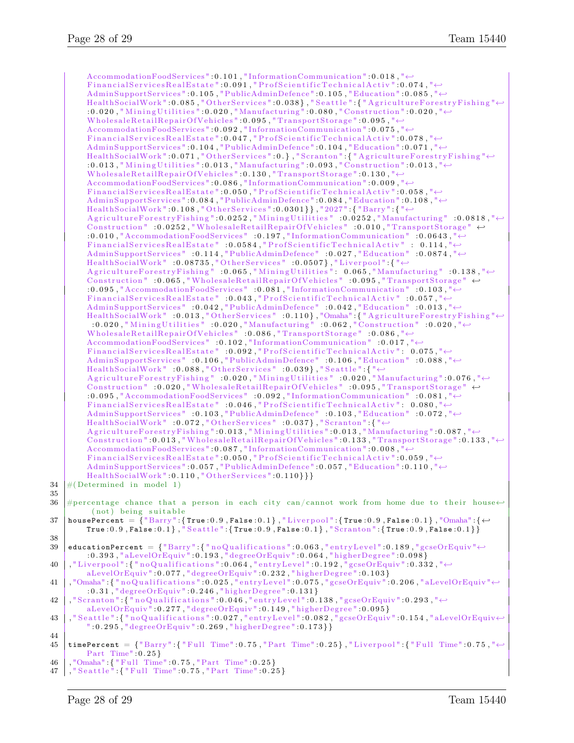```
    AccommodationFoodServices":0.101,"InformationCommunication":0.018,"
    FinancialServicesRealEstate":0.091,"ProfScientificTechnicalActiv":0.074,"
    AdminSupportServices":0.105,"PublicAdminDefence":0.105,"Education":0.085,"
    HealthSocialWork":0.085,"OtherServices":0.038},"Seattle":{"AgricultureForestryFishing"
    :0.020,"MiningUtilities":0.020,"Manufacturing":0.080,"Construction":0.020,"
    WholesaleRetailRepairOfVehicles":0.095,"TransportStorage":0.095,"
    AccommodationFoodServices":0.092,"InformationCommunication":0.075,"
    FinancialServicesRealEstate":0.047,"ProfScientificTechnicalActiv":0.078,"
    AdminSupportServices":0.104,"PublicAdminDefence":0.104,"Education":0.071,"
    HealthSocialWork":0.071,"OtherServices":0.},"Scranton":{"AgricultureForestryFishing"
    :0.013,"MiningUtilities":0.013,"Manufacturing":0.093,"Construction":0.013,"
    WholesaleRetailRepairOfVehicles":0.130,"TransportStorage":0.130,"
    AccommodationFoodServices":0.086,"InformationCommunication":0.009,"
    FinancialServicesRealEstate":0.050,"ProfScientificTechnicalActiv":0.058,"
    AdminSupportServices":0.084,"PublicAdminDefence":0.084,"Education":0.108,"
    HealthSocialWork":0.108,"OtherServices":0.0301}},"2027":{"Barry":{"
    AgricultureForestryFishing":0.0252,"MiningUtilities" :0.0252,"Manufacturing" :0.0818,"
    Construction" :0.0252,"WholesaleRetailRepairOfVehicles" :0.010,"TransportStorage"
    :0.010,"AccommodationFoodServices" :0.197,"InformationCommunication" :0.0643,"
    FinancialServicesRealEstate" :0.0584,"ProfScientificTechnicalActiv" : 0.114,"
    AdminSupportServices" :0.114,"PublicAdminDefence" :0.027,"Education" :0.0874,"
    HealthSocialWork" :0.08735,"OtherServices" :0.0507},"Liverpool":{"
    AgricultureForestryFishing" :0.065,"MiningUtilities": 0.065,"Manufacturing" :0.138,"
    Construction" :0.065,"WholesaleRetailRepairOfVehicles" :0.095,"TransportStorage"
    :0.095,"AccommodationFoodServices" :0.081,"InformationCommunication" :0.103,"
    FinancialServicesRealEstate" :0.043,"ProfScientificTechnicalActiv" :0.057,"
    AdminSupportServices" :0.042,"PublicAdminDefence" :0.042,"Education" :0.013,"
    HealthSocialWork" :0.013,"OtherServices" :0.110},"Omaha":{"AgricultureForestryFishing"
    :0.020,"MiningUtilities" :0.020,"Manufacturing" :0.062,"Construction" :0.020,"
    WholesaleRetailRepairOfVehicles" :0.086,"TransportStorage" :0.086,"
    AccommodationFoodServices" :0.102,"InformationCommunication" :0.017,"
    FinancialServicesRealEstate" :0.092,"ProfScientificTechnicalActiv": 0.075,"
    AdminSupportServices" :0.106,"PublicAdminDefence" :0.106,"Education" :0.088,"
    HealthSocialWork" :0.088,"OtherServices" :0.039},"Seattle":{"
    AgricultureForestryFishing" :0.020,"MiningUtilities" :0.020,"Manufacturing":0.076,"
    Construction" :0.020,"WholesaleRetailRepairOfVehicles" :0.095,"TransportStorage"
    :0.095,"AccommodationFoodServices" :0.092,"InformationCommunication" :0.081,"
    FinancialServicesRealEstate" :0.046,"ProfScientificTechnicalActiv": 0.080,"
    AdminSupportServices" :0.103,"PublicAdminDefence" :0.103,"Education" :0.072,"
    HealthSocialWork" :0.072,"OtherServices" :0.037},"Scranton":{"
    AgricultureForestryFishing":0.013,"MiningUtilities":0.013,"Manufacturing":0.087,"
    Construction":0.013,"WholesaleRetailRepairOfVehicles":0.133,"TransportStorage":0.133,"
    AccommodationFoodServices":0.087,"InformationCommunication":0.008,"
    FinancialServicesRealEstate":0.050,"ProfScientificTechnicalActiv":0.059,"
    AdminSupportServices":0.057,"PublicAdminDefence":0.057,"Education":0.110,"
    HealthSocialWork":0.110,"OtherServices":0.110}}}
34 #(Determined in model 1)
35
36 #percentage chance that a person in each city can/cannot work from home due to their house
     (not) being suitable
37 housePercent = {"Barry":{True:0.9,False:0.1},"Liverpool":{True:0.9,False:0.1},"Omaha":{
     True:0.9,False:0.1},"Seattle":{True:0.9,False:0.1},"Scranton":{True:0.9,False:0.1}}
38
39 educationPercent = {"Barry":{"noQualifications":0.063,"entryLevel":0.189,"gcseOrEquiv"
     :0.393,"aLevelOrEquiv":0.193,"degreeOrEquiv":0.064,"higherDegree":0.098}
40 ,"Liverpool":{"noQualifications":0.064,"entryLevel":0.192,"gcseOrEquiv":0.332,"
     aLevelOrEquiv":0.077,"degreeOrEquiv":0.232,"higherDegree":0.103}
41 ,"Omaha":{"noQualifications":0.025,"entryLevel":0.075,"gcseOrEquiv":0.206,"aLevelOrEquiv"
     :0.31,"degreeOrEquiv":0.246,"higherDegree":0.131}
42 ,"Scranton":{"noQualifications":0.046,"entryLevel":0.138,"gcseOrEquiv":0.293,"
     aLevelOrEquiv":0.277,"degreeOrEquiv":0.149,"higherDegree":0.095}
43 ,"Seattle":{"noQualifications":0.027,"entryLevel":0.082,"gcseOrEquiv":0.154,"aLevelOrEquiv
     ":0.295,"degreeOrEquiv":0.269,"higherDegree":0.173}}
44
45 timePercent = {"Barry":{"Full Time":0.75,"Part Time":0.25},"Liverpool":{"Full Time":0.75,"
     Part Time":0.25}
46 ,"Omaha":{"Full Time":0.75,"Part Time":0.25}
47 ,"Seattle":{"Full Time":0.75,"Part Time":0.25}
```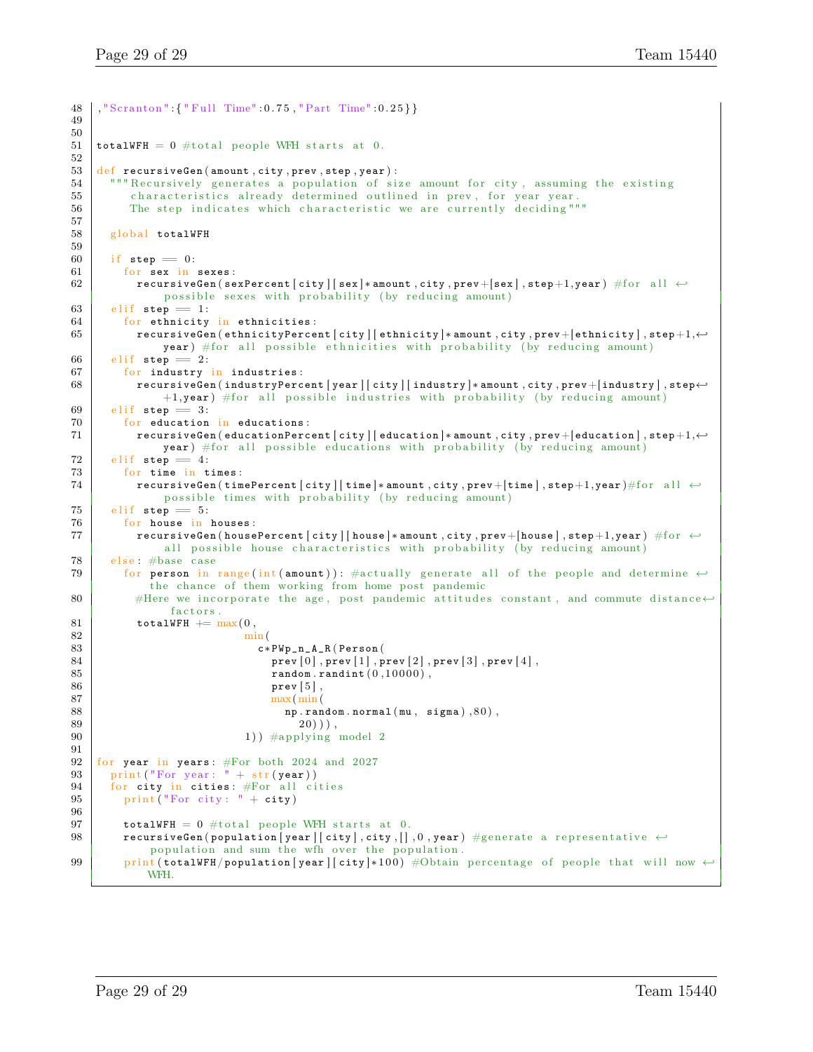```python
,"Scranton":{"Full Time":0.75,"Part Time":0.25}}


totalWFH = 0 #total people WFH starts at 0.

def recursiveGen(amount,city,prev,step,year):
  """Recursively generates a population of size amount for city, assuming the existing
     characteristics already determined outlined in prev, for year year.
     The step indicates which characteristic we are currently deciding"""

  global totalWFH

  if step == 0:
    for sex in sexes:
      recursiveGen(sexPercent[city][sex]*amount,city,prev+[sex],step+1,year) #for all possible sexes with probability (by reducing amount)
  elif step == 1:
    for ethnicity in ethnicities:
      recursiveGen(ethnicityPercent[city][ethnicity]*amount,city,prev+[ethnicity],step+1,year) #for all possible ethnicities with probability (by reducing amount)
  elif step == 2:
    for industry in industries:
      recursiveGen(industryPercent[year][city][industry]*amount,city,prev+[industry],step+1,year) #for all possible industries with probability (by reducing amount)
  elif step == 3:
    for education in educations:
      recursiveGen(educationPercent[city][education]*amount,city,prev+[education],step+1,year) #for all possible educations with probability (by reducing amount)
  elif step == 4:
    for time in times:
      recursiveGen(timePercent[city][time]*amount,city,prev+[time],step+1,year)#for all possible times with probability (by reducing amount)
  elif step == 5:
    for house in houses:
      recursiveGen(housePercent[city][house]*amount,city,prev+[house],step+1,year) #for all possible house characteristics with probability (by reducing amount)
  else: #base case
    for person in range(int(amount)): #actually generate all of the people and determine the chance of them working from home post pandemic
      #Here we incorporate the age, post pandemic attitudes constant, and commute distance factors.
      totalWFH += max(0,
                      min(
                        c*PWp_n_A_R(Person(
                          prev[0],prev[1],prev[2],prev[3],prev[4],
                          random.randint(0,10000),
                          prev[5],
                          max(min(
                            np.random.normal(mu, sigma),80),
                              20))),
                      1)) #applying model 2

for year in years: #For both 2024 and 2027
  print("For year: " + str(year))
  for city in cities: #For all cities
    print("For city: " + city)

    totalWFH = 0 #total people WFH starts at 0.
    recursiveGen(population[year][city],city,[],0,year) #generate a representative population and sum the wfh over the population.
    print(totalWFH/population[year][city]*100) #Obtain percentage of people that will now WFH.
```